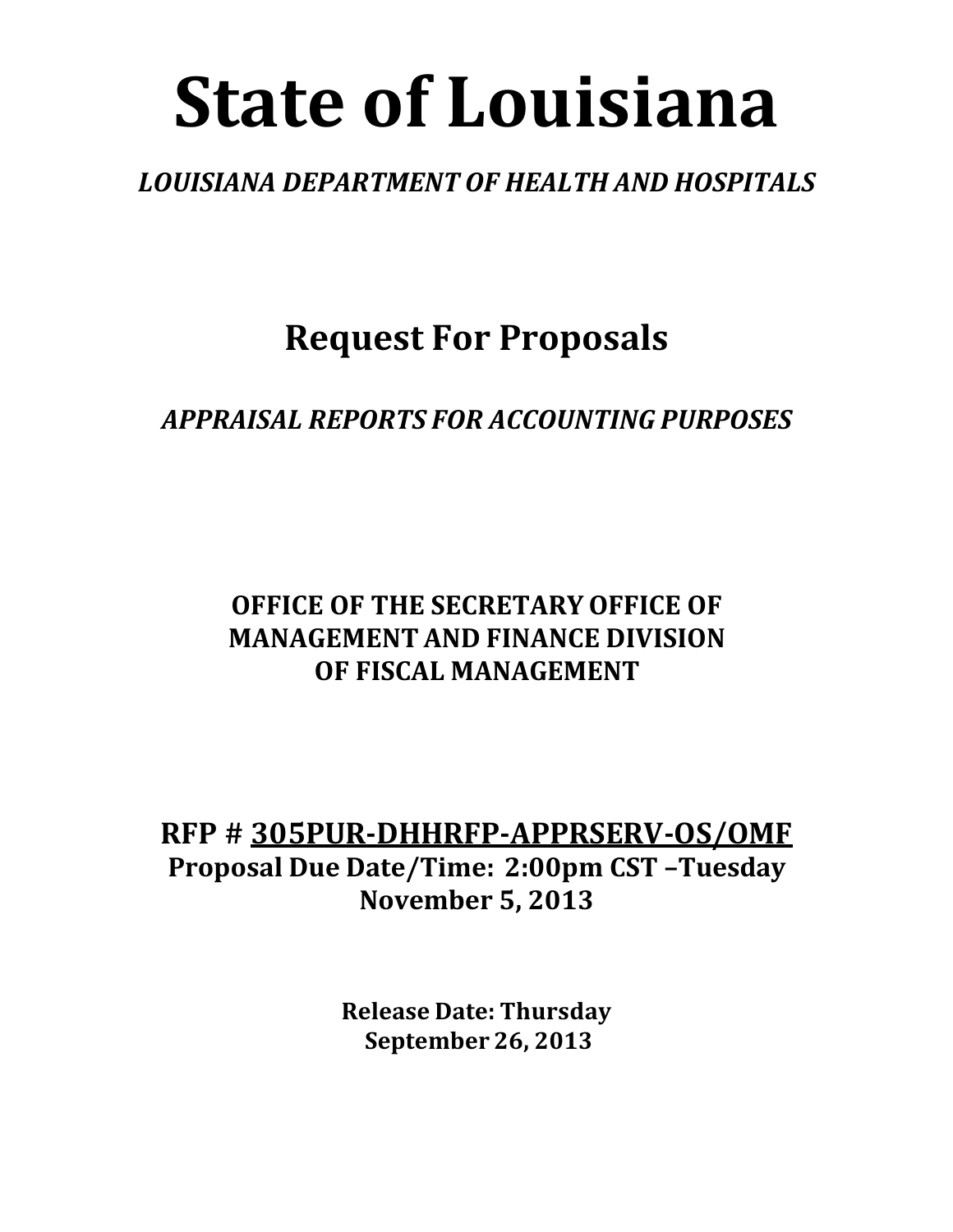# State of Louisiana

***LOUISIANA DEPARTMENT OF HEALTH AND HOSPITALS***

## Request For Proposals

***APPRAISAL REPORTS FOR ACCOUNTING PURPOSES***

**OFFICE OF THE SECRETARY OFFICE OF MANAGEMENT AND FINANCE DIVISION OF FISCAL MANAGEMENT**

**RFP # 305PUR-DHHRFP-APPRSERV-OS/OMF**
**Proposal Due Date/Time: 2:00pm CST –Tuesday November 5, 2013**

**Release Date: Thursday September 26, 2013**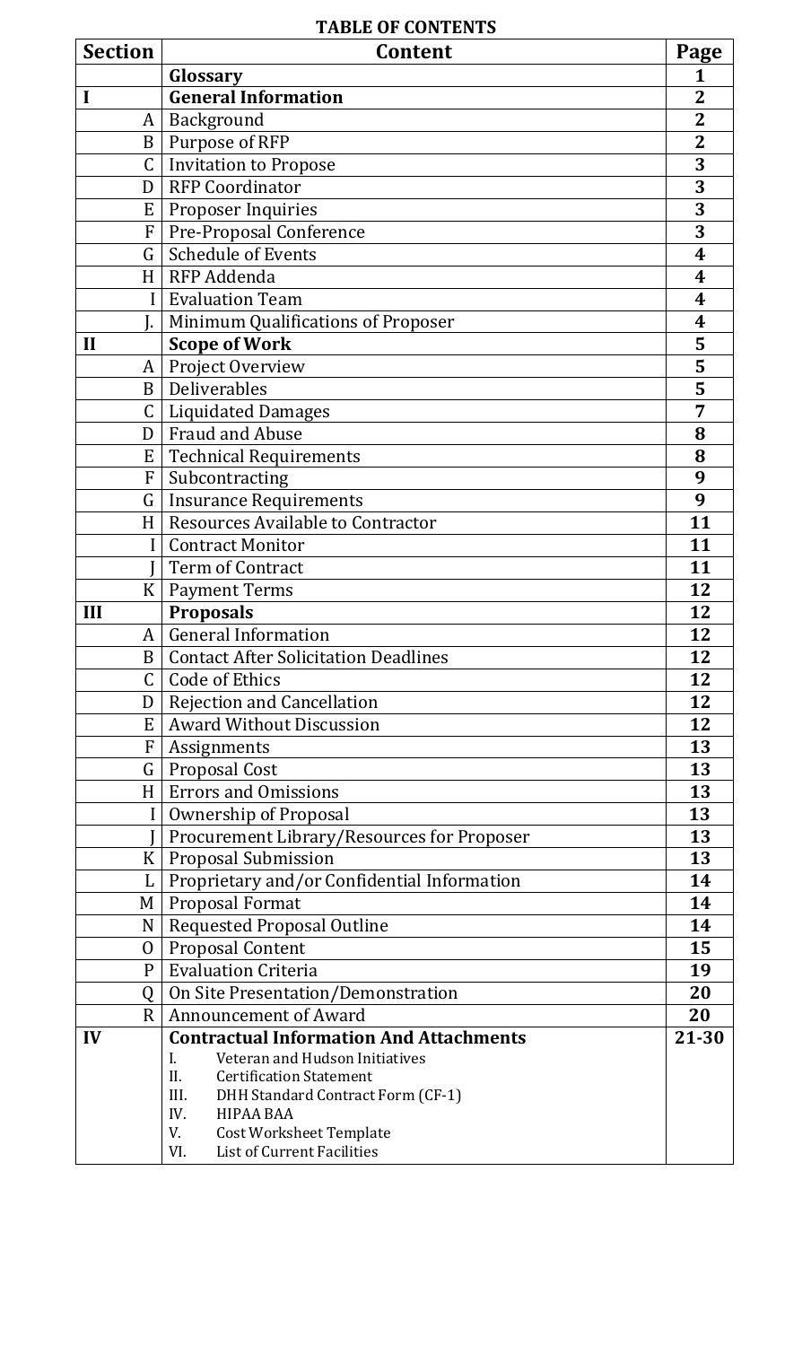**TABLE OF CONTENTS**

| Section | Content | Page |
|---|---|---|
| | **Glossary** | **1** |
| **I** | **General Information** | **2** |
| A | Background | **2** |
| B | Purpose of RFP | **2** |
| C | Invitation to Propose | **3** |
| D | RFP Coordinator | **3** |
| E | Proposer Inquiries | **3** |
| F | Pre-Proposal Conference | **3** |
| G | Schedule of Events | **4** |
| H | RFP Addenda | **4** |
| I | Evaluation Team | **4** |
| J. | Minimum Qualifications of Proposer | **4** |
| **II** | **Scope of Work** | **5** |
| A | Project Overview | **5** |
| B | Deliverables | **5** |
| C | Liquidated Damages | **7** |
| D | Fraud and Abuse | **8** |
| E | Technical Requirements | **8** |
| F | Subcontracting | **9** |
| G | Insurance Requirements | **9** |
| H | Resources Available to Contractor | **11** |
| I | Contract Monitor | **11** |
| J | Term of Contract | **11** |
| K | Payment Terms | **12** |
| **III** | **Proposals** | **12** |
| A | General Information | **12** |
| B | Contact After Solicitation Deadlines | **12** |
| C | Code of Ethics | **12** |
| D | Rejection and Cancellation | **12** |
| E | Award Without Discussion | **12** |
| F | Assignments | **13** |
| G | Proposal Cost | **13** |
| H | Errors and Omissions | **13** |
| I | Ownership of Proposal | **13** |
| J | Procurement Library/Resources for Proposer | **13** |
| K | Proposal Submission | **13** |
| L | Proprietary and/or Confidential Information | **14** |
| M | Proposal Format | **14** |
| N | Requested Proposal Outline | **14** |
| O | Proposal Content | **15** |
| P | Evaluation Criteria | **19** |
| Q | On Site Presentation/Demonstration | **20** |
| R | Announcement of Award | **20** |
| **IV** | **Contractual Information And Attachments**<br>I. Veteran and Hudson Initiatives<br>II. Certification Statement<br>III. DHH Standard Contract Form (CF-1)<br>IV. HIPAA BAA<br>V. Cost Worksheet Template<br>VI. List of Current Facilities | **21-30** |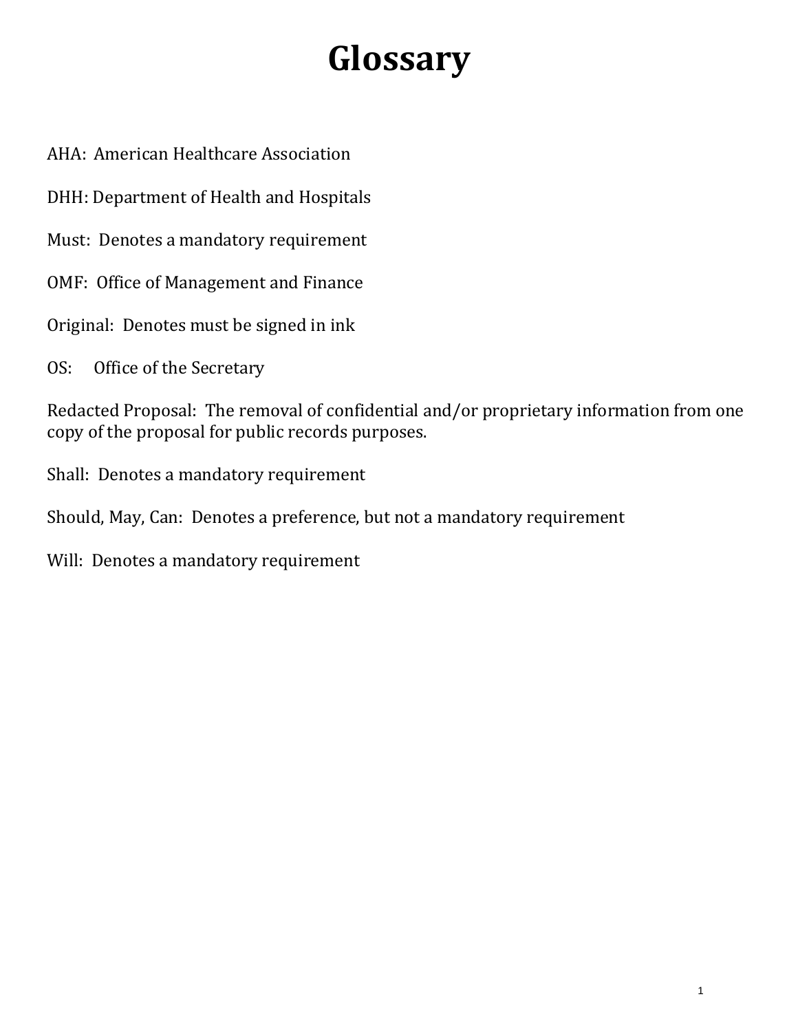# Glossary

AHA: American Healthcare Association

DHH: Department of Health and Hospitals

Must: Denotes a mandatory requirement

OMF: Office of Management and Finance

Original: Denotes must be signed in ink

OS: Office of the Secretary

Redacted Proposal: The removal of confidential and/or proprietary information from one copy of the proposal for public records purposes.

Shall: Denotes a mandatory requirement

Should, May, Can: Denotes a preference, but not a mandatory requirement

Will: Denotes a mandatory requirement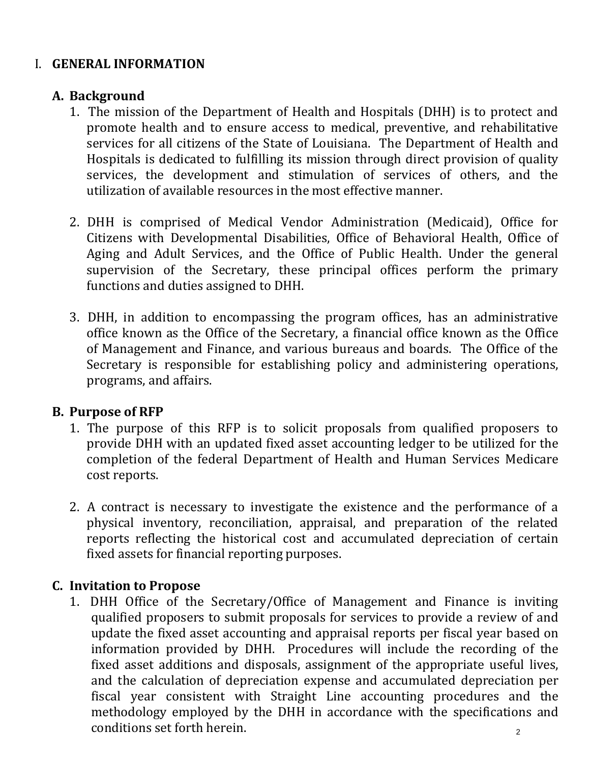# I. GENERAL INFORMATION

## A. Background

1. The mission of the Department of Health and Hospitals (DHH) is to protect and promote health and to ensure access to medical, preventive, and rehabilitative services for all citizens of the State of Louisiana. The Department of Health and Hospitals is dedicated to fulfilling its mission through direct provision of quality services, the development and stimulation of services of others, and the utilization of available resources in the most effective manner.

2. DHH is comprised of Medical Vendor Administration (Medicaid), Office for Citizens with Developmental Disabilities, Office of Behavioral Health, Office of Aging and Adult Services, and the Office of Public Health. Under the general supervision of the Secretary, these principal offices perform the primary functions and duties assigned to DHH.

3. DHH, in addition to encompassing the program offices, has an administrative office known as the Office of the Secretary, a financial office known as the Office of Management and Finance, and various bureaus and boards. The Office of the Secretary is responsible for establishing policy and administering operations, programs, and affairs.

## B. Purpose of RFP

1. The purpose of this RFP is to solicit proposals from qualified proposers to provide DHH with an updated fixed asset accounting ledger to be utilized for the completion of the federal Department of Health and Human Services Medicare cost reports.

2. A contract is necessary to investigate the existence and the performance of a physical inventory, reconciliation, appraisal, and preparation of the related reports reflecting the historical cost and accumulated depreciation of certain fixed assets for financial reporting purposes.

## C. Invitation to Propose

1. DHH Office of the Secretary/Office of Management and Finance is inviting qualified proposers to submit proposals for services to provide a review of and update the fixed asset accounting and appraisal reports per fiscal year based on information provided by DHH. Procedures will include the recording of the fixed asset additions and disposals, assignment of the appropriate useful lives, and the calculation of depreciation expense and accumulated depreciation per fiscal year consistent with Straight Line accounting procedures and the methodology employed by the DHH in accordance with the specifications and conditions set forth herein.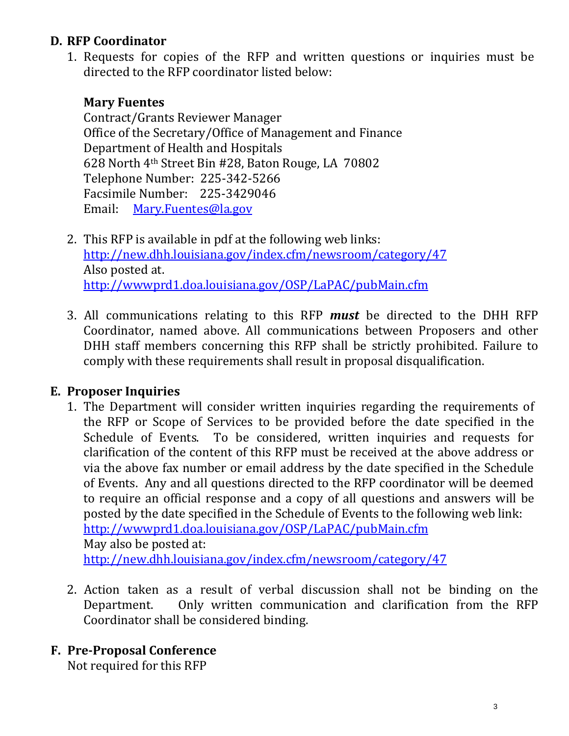## D. RFP Coordinator

1. Requests for copies of the RFP and written questions or inquiries must be directed to the RFP coordinator listed below:

   **Mary Fuentes**
   Contract/Grants Reviewer Manager
   Office of the Secretary/Office of Management and Finance
   Department of Health and Hospitals
   628 North 4th Street Bin #28, Baton Rouge, LA 70802
   Telephone Number: 225-342-5266
   Facsimile Number: 225-3429046
   Email: Mary.Fuentes@la.gov

2. This RFP is available in pdf at the following web links:
   http://new.dhh.louisiana.gov/index.cfm/newsroom/category/47
   Also posted at.
   http://wwwprd1.doa.louisiana.gov/OSP/LaPAC/pubMain.cfm

3. All communications relating to this RFP ***must*** be directed to the DHH RFP Coordinator, named above. All communications between Proposers and other DHH staff members concerning this RFP shall be strictly prohibited. Failure to comply with these requirements shall result in proposal disqualification.

## E. Proposer Inquiries

1. The Department will consider written inquiries regarding the requirements of the RFP or Scope of Services to be provided before the date specified in the Schedule of Events. To be considered, written inquiries and requests for clarification of the content of this RFP must be received at the above address or via the above fax number or email address by the date specified in the Schedule of Events. Any and all questions directed to the RFP coordinator will be deemed to require an official response and a copy of all questions and answers will be posted by the date specified in the Schedule of Events to the following web link:
   http://wwwprd1.doa.louisiana.gov/OSP/LaPAC/pubMain.cfm
   May also be posted at:
   http://new.dhh.louisiana.gov/index.cfm/newsroom/category/47

2. Action taken as a result of verbal discussion shall not be binding on the Department. Only written communication and clarification from the RFP Coordinator shall be considered binding.

## F. Pre-Proposal Conference

Not required for this RFP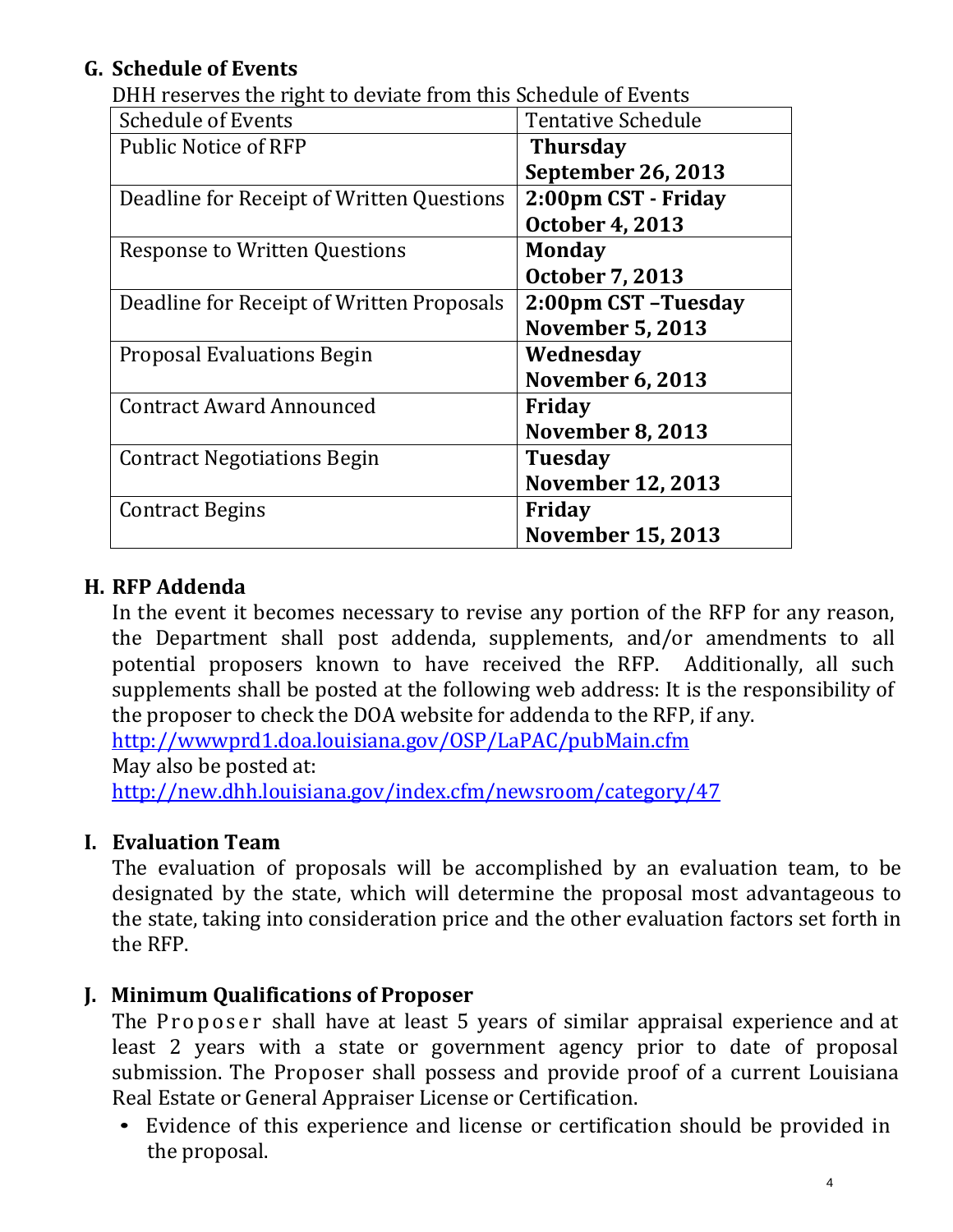## G. Schedule of Events

DHH reserves the right to deviate from this Schedule of Events

| Schedule of Events | Tentative Schedule |
|---|---|
| Public Notice of RFP | **Thursday September 26, 2013** |
| Deadline for Receipt of Written Questions | **2:00pm CST - Friday October 4, 2013** |
| Response to Written Questions | **Monday October 7, 2013** |
| Deadline for Receipt of Written Proposals | **2:00pm CST –Tuesday November 5, 2013** |
| Proposal Evaluations Begin | **Wednesday November 6, 2013** |
| Contract Award Announced | **Friday November 8, 2013** |
| Contract Negotiations Begin | **Tuesday November 12, 2013** |
| Contract Begins | **Friday November 15, 2013** |

## H. RFP Addenda

In the event it becomes necessary to revise any portion of the RFP for any reason, the Department shall post addenda, supplements, and/or amendments to all potential proposers known to have received the RFP. Additionally, all such supplements shall be posted at the following web address: It is the responsibility of the proposer to check the DOA website for addenda to the RFP, if any.
http://wwwprd1.doa.louisiana.gov/OSP/LaPAC/pubMain.cfm
May also be posted at:
http://new.dhh.louisiana.gov/index.cfm/newsroom/category/47

## I. Evaluation Team

The evaluation of proposals will be accomplished by an evaluation team, to be designated by the state, which will determine the proposal most advantageous to the state, taking into consideration price and the other evaluation factors set forth in the RFP.

## J. Minimum Qualifications of Proposer

The Proposer shall have at least 5 years of similar appraisal experience and at least 2 years with a state or government agency prior to date of proposal submission. The Proposer shall possess and provide proof of a current Louisiana Real Estate or General Appraiser License or Certification.

- Evidence of this experience and license or certification should be provided in the proposal.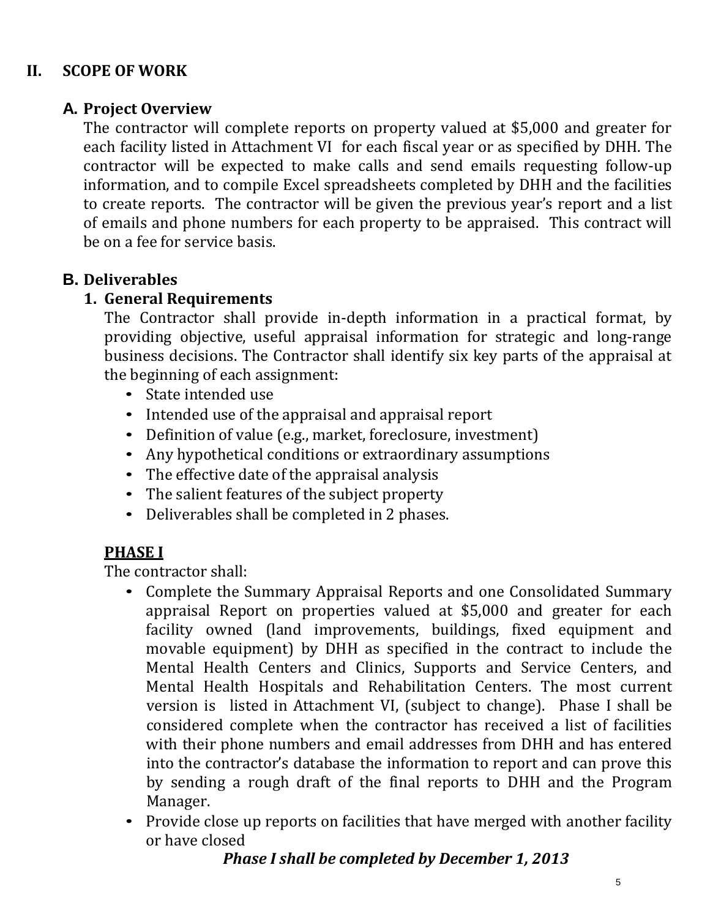# II. SCOPE OF WORK

## A. Project Overview

The contractor will complete reports on property valued at $5,000 and greater for each facility listed in Attachment VI for each fiscal year or as specified by DHH. The contractor will be expected to make calls and send emails requesting follow-up information, and to compile Excel spreadsheets completed by DHH and the facilities to create reports. The contractor will be given the previous year's report and a list of emails and phone numbers for each property to be appraised. This contract will be on a fee for service basis.

## B. Deliverables

### 1. General Requirements

The Contractor shall provide in-depth information in a practical format, by providing objective, useful appraisal information for strategic and long-range business decisions. The Contractor shall identify six key parts of the appraisal at the beginning of each assignment:

- State intended use
- Intended use of the appraisal and appraisal report
- Definition of value (e.g., market, foreclosure, investment)
- Any hypothetical conditions or extraordinary assumptions
- The effective date of the appraisal analysis
- The salient features of the subject property
- Deliverables shall be completed in 2 phases.

**PHASE I**

The contractor shall:

- Complete the Summary Appraisal Reports and one Consolidated Summary appraisal Report on properties valued at $5,000 and greater for each facility owned (land improvements, buildings, fixed equipment and movable equipment) by DHH as specified in the contract to include the Mental Health Centers and Clinics, Supports and Service Centers, and Mental Health Hospitals and Rehabilitation Centers. The most current version is listed in Attachment VI, (subject to change). Phase I shall be considered complete when the contractor has received a list of facilities with their phone numbers and email addresses from DHH and has entered into the contractor's database the information to report and can prove this by sending a rough draft of the final reports to DHH and the Program Manager.
- Provide close up reports on facilities that have merged with another facility or have closed

***Phase I shall be completed by December 1, 2013***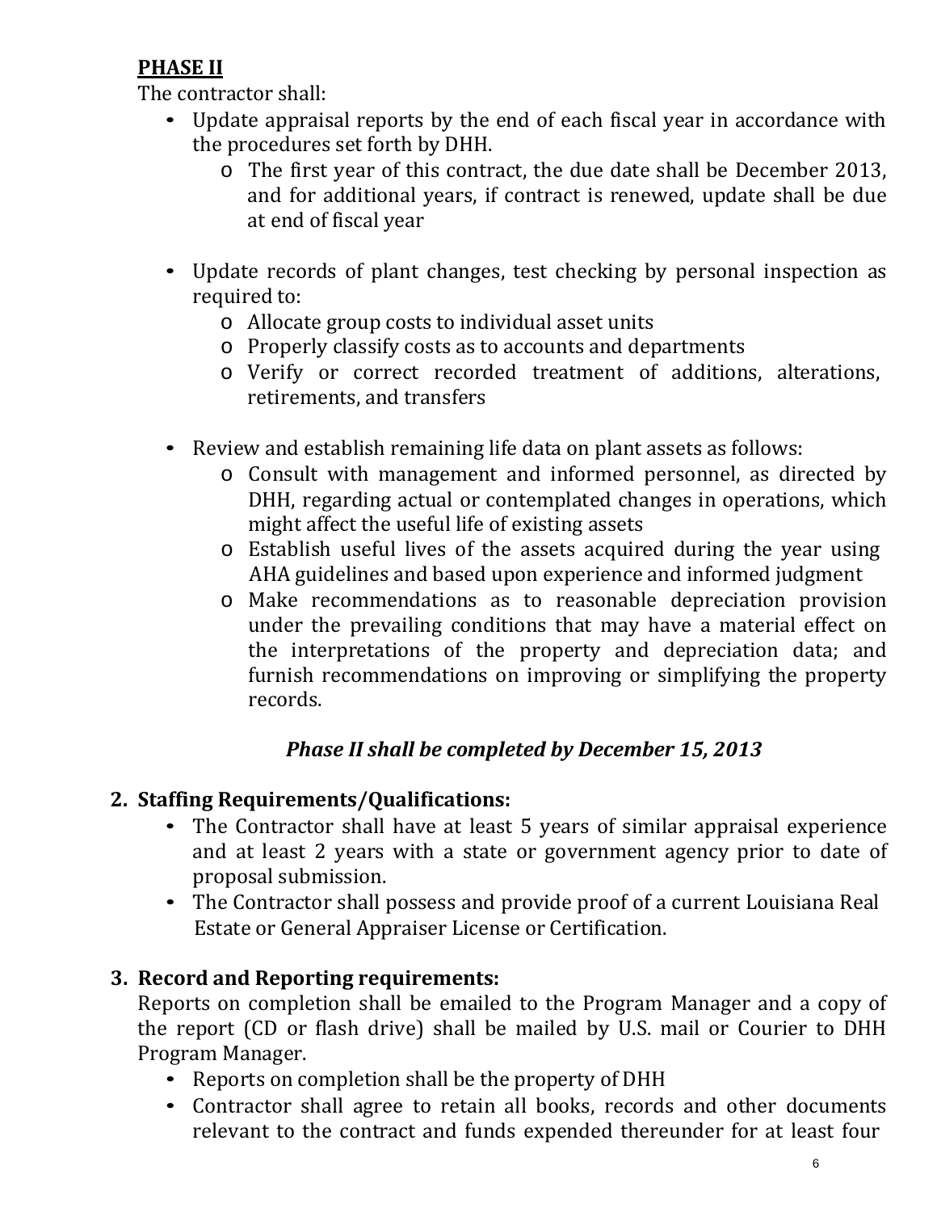**PHASE II**

The contractor shall:

- Update appraisal reports by the end of each fiscal year in accordance with the procedures set forth by DHH.
  - The first year of this contract, the due date shall be December 2013, and for additional years, if contract is renewed, update shall be due at end of fiscal year

- Update records of plant changes, test checking by personal inspection as required to:
  - Allocate group costs to individual asset units
  - Properly classify costs as to accounts and departments
  - Verify or correct recorded treatment of additions, alterations, retirements, and transfers

- Review and establish remaining life data on plant assets as follows:
  - Consult with management and informed personnel, as directed by DHH, regarding actual or contemplated changes in operations, which might affect the useful life of existing assets
  - Establish useful lives of the assets acquired during the year using AHA guidelines and based upon experience and informed judgment
  - Make recommendations as to reasonable depreciation provision under the prevailing conditions that may have a material effect on the interpretations of the property and depreciation data; and furnish recommendations on improving or simplifying the property records.

***Phase II shall be completed by December 15, 2013***

**2. Staffing Requirements/Qualifications:**

- The Contractor shall have at least 5 years of similar appraisal experience and at least 2 years with a state or government agency prior to date of proposal submission.
- The Contractor shall possess and provide proof of a current Louisiana Real Estate or General Appraiser License or Certification.

**3. Record and Reporting requirements:**

Reports on completion shall be emailed to the Program Manager and a copy of the report (CD or flash drive) shall be mailed by U.S. mail or Courier to DHH Program Manager.

- Reports on completion shall be the property of DHH
- Contractor shall agree to retain all books, records and other documents relevant to the contract and funds expended thereunder for at least four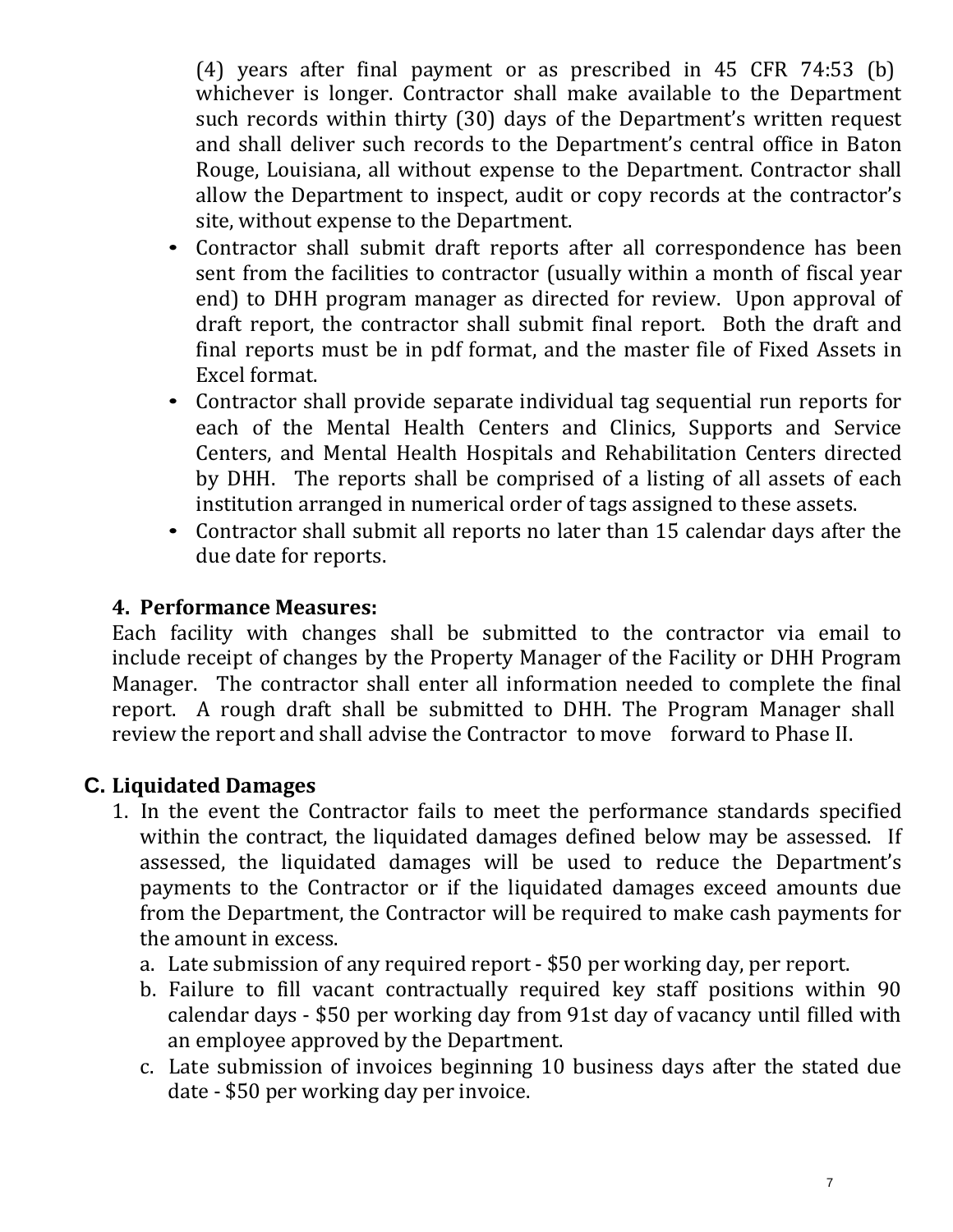(4) years after final payment or as prescribed in 45 CFR 74:53 (b) whichever is longer. Contractor shall make available to the Department such records within thirty (30) days of the Department's written request and shall deliver such records to the Department's central office in Baton Rouge, Louisiana, all without expense to the Department. Contractor shall allow the Department to inspect, audit or copy records at the contractor's site, without expense to the Department.

- Contractor shall submit draft reports after all correspondence has been sent from the facilities to contractor (usually within a month of fiscal year end) to DHH program manager as directed for review. Upon approval of draft report, the contractor shall submit final report. Both the draft and final reports must be in pdf format, and the master file of Fixed Assets in Excel format.
- Contractor shall provide separate individual tag sequential run reports for each of the Mental Health Centers and Clinics, Supports and Service Centers, and Mental Health Hospitals and Rehabilitation Centers directed by DHH. The reports shall be comprised of a listing of all assets of each institution arranged in numerical order of tags assigned to these assets.
- Contractor shall submit all reports no later than 15 calendar days after the due date for reports.

### 4. Performance Measures:

Each facility with changes shall be submitted to the contractor via email to include receipt of changes by the Property Manager of the Facility or DHH Program Manager. The contractor shall enter all information needed to complete the final report. A rough draft shall be submitted to DHH. The Program Manager shall review the report and shall advise the Contractor to move forward to Phase II.

## C. Liquidated Damages

1. In the event the Contractor fails to meet the performance standards specified within the contract, the liquidated damages defined below may be assessed. If assessed, the liquidated damages will be used to reduce the Department's payments to the Contractor or if the liquidated damages exceed amounts due from the Department, the Contractor will be required to make cash payments for the amount in excess.
   a. Late submission of any required report - $50 per working day, per report.
   b. Failure to fill vacant contractually required key staff positions within 90 calendar days - $50 per working day from 91st day of vacancy until filled with an employee approved by the Department.
   c. Late submission of invoices beginning 10 business days after the stated due date - $50 per working day per invoice.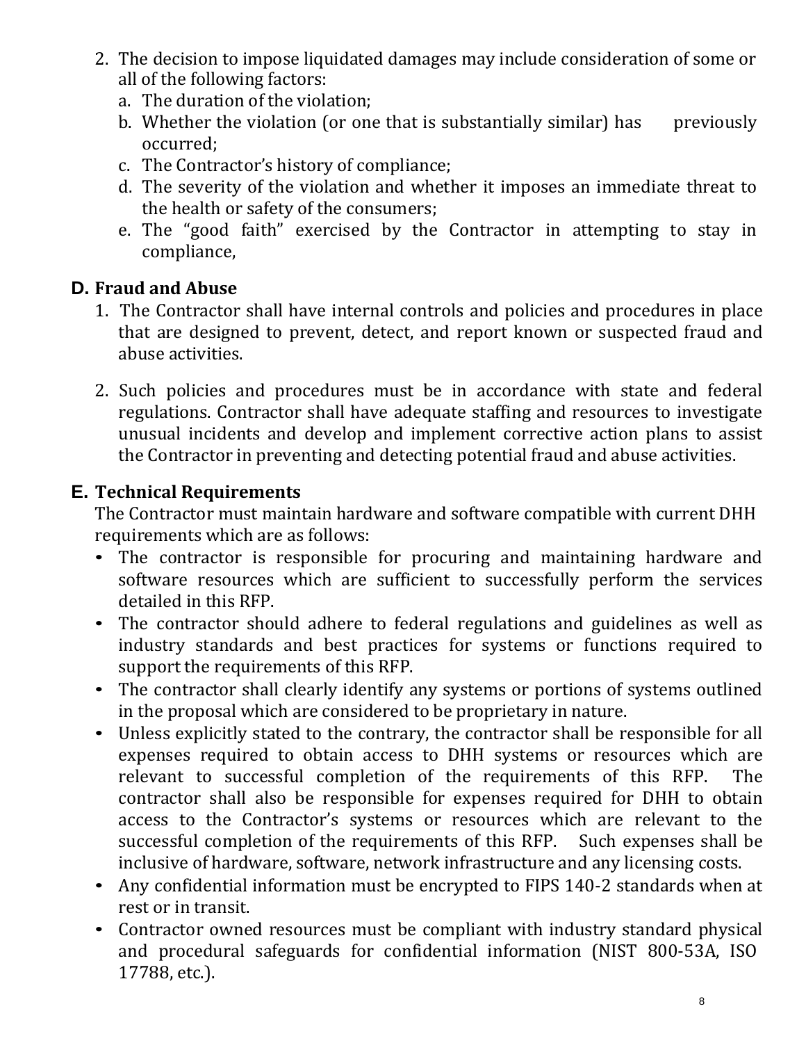2. The decision to impose liquidated damages may include consideration of some or all of the following factors:
   a. The duration of the violation;
   b. Whether the violation (or one that is substantially similar) has previously occurred;
   c. The Contractor's history of compliance;
   d. The severity of the violation and whether it imposes an immediate threat to the health or safety of the consumers;
   e. The "good faith" exercised by the Contractor in attempting to stay in compliance,

## D. Fraud and Abuse

1. The Contractor shall have internal controls and policies and procedures in place that are designed to prevent, detect, and report known or suspected fraud and abuse activities.

2. Such policies and procedures must be in accordance with state and federal regulations. Contractor shall have adequate staffing and resources to investigate unusual incidents and develop and implement corrective action plans to assist the Contractor in preventing and detecting potential fraud and abuse activities.

## E. Technical Requirements

The Contractor must maintain hardware and software compatible with current DHH requirements which are as follows:

- The contractor is responsible for procuring and maintaining hardware and software resources which are sufficient to successfully perform the services detailed in this RFP.
- The contractor should adhere to federal regulations and guidelines as well as industry standards and best practices for systems or functions required to support the requirements of this RFP.
- The contractor shall clearly identify any systems or portions of systems outlined in the proposal which are considered to be proprietary in nature.
- Unless explicitly stated to the contrary, the contractor shall be responsible for all expenses required to obtain access to DHH systems or resources which are relevant to successful completion of the requirements of this RFP. The contractor shall also be responsible for expenses required for DHH to obtain access to the Contractor's systems or resources which are relevant to the successful completion of the requirements of this RFP. Such expenses shall be inclusive of hardware, software, network infrastructure and any licensing costs.
- Any confidential information must be encrypted to FIPS 140-2 standards when at rest or in transit.
- Contractor owned resources must be compliant with industry standard physical and procedural safeguards for confidential information (NIST 800-53A, ISO 17788, etc.).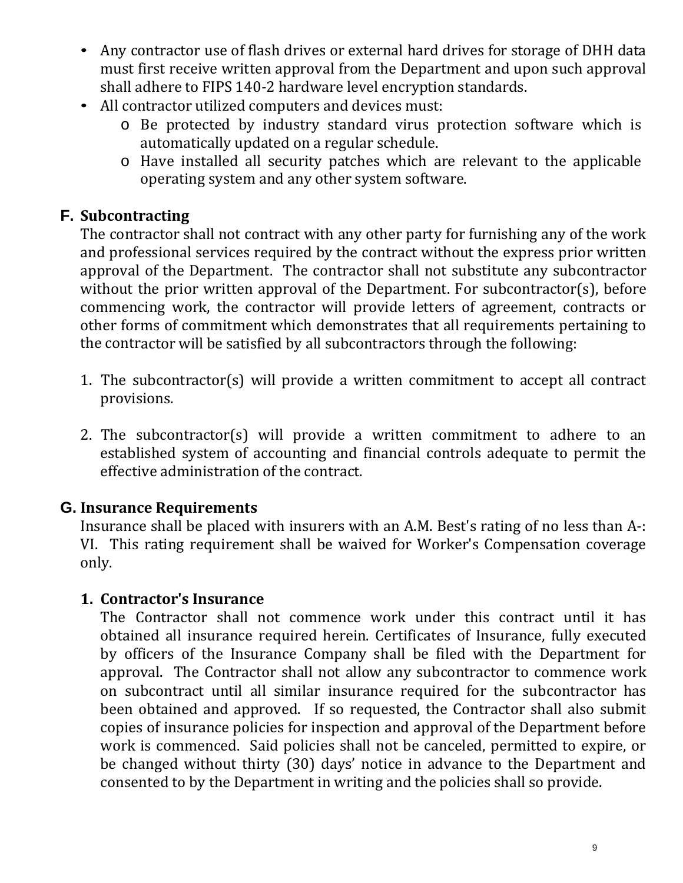- Any contractor use of flash drives or external hard drives for storage of DHH data must first receive written approval from the Department and upon such approval shall adhere to FIPS 140-2 hardware level encryption standards.
- All contractor utilized computers and devices must:
  - Be protected by industry standard virus protection software which is automatically updated on a regular schedule.
  - Have installed all security patches which are relevant to the applicable operating system and any other system software.

## F. Subcontracting

The contractor shall not contract with any other party for furnishing any of the work and professional services required by the contract without the express prior written approval of the Department. The contractor shall not substitute any subcontractor without the prior written approval of the Department. For subcontractor(s), before commencing work, the contractor will provide letters of agreement, contracts or other forms of commitment which demonstrates that all requirements pertaining to the contractor will be satisfied by all subcontractors through the following:

1. The subcontractor(s) will provide a written commitment to accept all contract provisions.

2. The subcontractor(s) will provide a written commitment to adhere to an established system of accounting and financial controls adequate to permit the effective administration of the contract.

## G. Insurance Requirements

Insurance shall be placed with insurers with an A.M. Best's rating of no less than A-: VI. This rating requirement shall be waived for Worker's Compensation coverage only.

### 1. Contractor's Insurance

The Contractor shall not commence work under this contract until it has obtained all insurance required herein. Certificates of Insurance, fully executed by officers of the Insurance Company shall be filed with the Department for approval. The Contractor shall not allow any subcontractor to commence work on subcontract until all similar insurance required for the subcontractor has been obtained and approved. If so requested, the Contractor shall also submit copies of insurance policies for inspection and approval of the Department before work is commenced. Said policies shall not be canceled, permitted to expire, or be changed without thirty (30) days' notice in advance to the Department and consented to by the Department in writing and the policies shall so provide.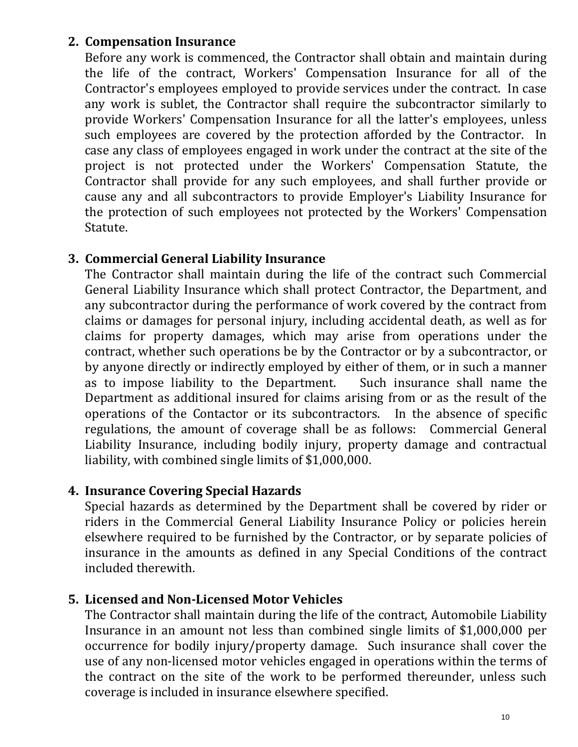2. **Compensation Insurance**
   Before any work is commenced, the Contractor shall obtain and maintain during the life of the contract, Workers' Compensation Insurance for all of the Contractor's employees employed to provide services under the contract. In case any work is sublet, the Contractor shall require the subcontractor similarly to provide Workers' Compensation Insurance for all the latter's employees, unless such employees are covered by the protection afforded by the Contractor. In case any class of employees engaged in work under the contract at the site of the project is not protected under the Workers' Compensation Statute, the Contractor shall provide for any such employees, and shall further provide or cause any and all subcontractors to provide Employer's Liability Insurance for the protection of such employees not protected by the Workers' Compensation Statute.

3. **Commercial General Liability Insurance**
   The Contractor shall maintain during the life of the contract such Commercial General Liability Insurance which shall protect Contractor, the Department, and any subcontractor during the performance of work covered by the contract from claims or damages for personal injury, including accidental death, as well as for claims for property damages, which may arise from operations under the contract, whether such operations be by the Contractor or by a subcontractor, or by anyone directly or indirectly employed by either of them, or in such a manner as to impose liability to the Department. Such insurance shall name the Department as additional insured for claims arising from or as the result of the operations of the Contactor or its subcontractors. In the absence of specific regulations, the amount of coverage shall be as follows: Commercial General Liability Insurance, including bodily injury, property damage and contractual liability, with combined single limits of $1,000,000.

4. **Insurance Covering Special Hazards**
   Special hazards as determined by the Department shall be covered by rider or riders in the Commercial General Liability Insurance Policy or policies herein elsewhere required to be furnished by the Contractor, or by separate policies of insurance in the amounts as defined in any Special Conditions of the contract included therewith.

5. **Licensed and Non-Licensed Motor Vehicles**
   The Contractor shall maintain during the life of the contract, Automobile Liability Insurance in an amount not less than combined single limits of $1,000,000 per occurrence for bodily injury/property damage. Such insurance shall cover the use of any non-licensed motor vehicles engaged in operations within the terms of the contract on the site of the work to be performed thereunder, unless such coverage is included in insurance elsewhere specified.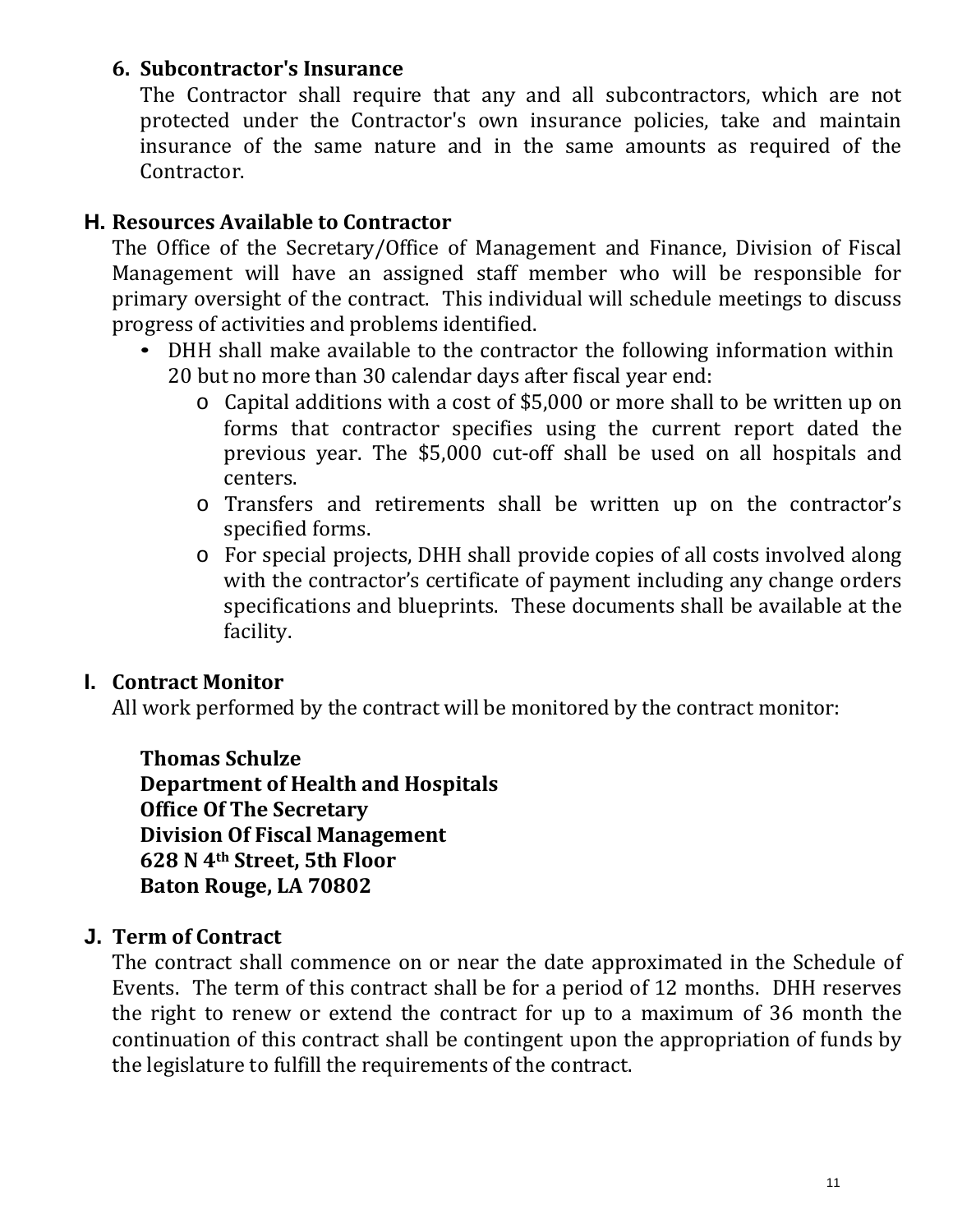### 6. Subcontractor's Insurance

The Contractor shall require that any and all subcontractors, which are not protected under the Contractor's own insurance policies, take and maintain insurance of the same nature and in the same amounts as required of the Contractor.

## H. Resources Available to Contractor

The Office of the Secretary/Office of Management and Finance, Division of Fiscal Management will have an assigned staff member who will be responsible for primary oversight of the contract. This individual will schedule meetings to discuss progress of activities and problems identified.

- DHH shall make available to the contractor the following information within 20 but no more than 30 calendar days after fiscal year end:
  - Capital additions with a cost of $5,000 or more shall to be written up on forms that contractor specifies using the current report dated the previous year. The $5,000 cut-off shall be used on all hospitals and centers.
  - Transfers and retirements shall be written up on the contractor's specified forms.
  - For special projects, DHH shall provide copies of all costs involved along with the contractor's certificate of payment including any change orders specifications and blueprints. These documents shall be available at the facility.

## I. Contract Monitor

All work performed by the contract will be monitored by the contract monitor:

**Thomas Schulze**
**Department of Health and Hospitals**
**Office Of The Secretary**
**Division Of Fiscal Management**
**628 N 4th Street, 5th Floor**
**Baton Rouge, LA 70802**

## J. Term of Contract

The contract shall commence on or near the date approximated in the Schedule of Events. The term of this contract shall be for a period of 12 months. DHH reserves the right to renew or extend the contract for up to a maximum of 36 month the continuation of this contract shall be contingent upon the appropriation of funds by the legislature to fulfill the requirements of the contract.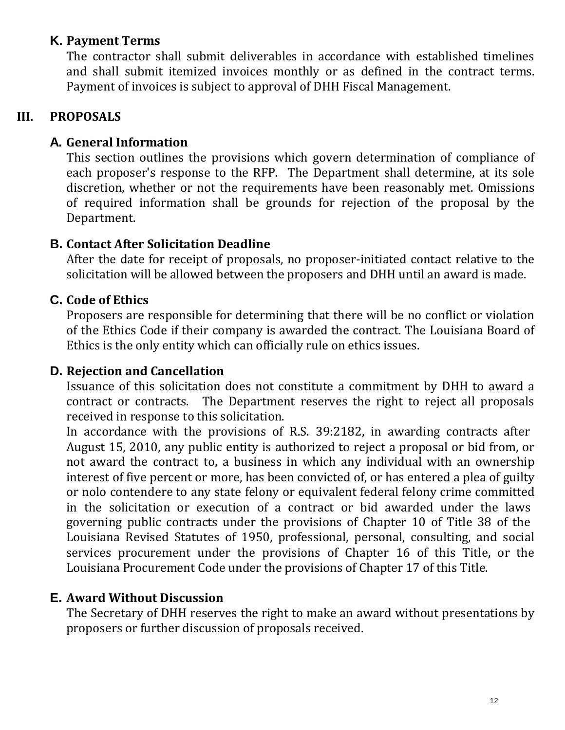### K. Payment Terms

The contractor shall submit deliverables in accordance with established timelines and shall submit itemized invoices monthly or as defined in the contract terms. Payment of invoices is subject to approval of DHH Fiscal Management.

## III. PROPOSALS

### A. General Information

This section outlines the provisions which govern determination of compliance of each proposer's response to the RFP. The Department shall determine, at its sole discretion, whether or not the requirements have been reasonably met. Omissions of required information shall be grounds for rejection of the proposal by the Department.

### B. Contact After Solicitation Deadline

After the date for receipt of proposals, no proposer-initiated contact relative to the solicitation will be allowed between the proposers and DHH until an award is made.

### C. Code of Ethics

Proposers are responsible for determining that there will be no conflict or violation of the Ethics Code if their company is awarded the contract. The Louisiana Board of Ethics is the only entity which can officially rule on ethics issues.

### D. Rejection and Cancellation

Issuance of this solicitation does not constitute a commitment by DHH to award a contract or contracts. The Department reserves the right to reject all proposals received in response to this solicitation.

In accordance with the provisions of R.S. 39:2182, in awarding contracts after August 15, 2010, any public entity is authorized to reject a proposal or bid from, or not award the contract to, a business in which any individual with an ownership interest of five percent or more, has been convicted of, or has entered a plea of guilty or nolo contendere to any state felony or equivalent federal felony crime committed in the solicitation or execution of a contract or bid awarded under the laws governing public contracts under the provisions of Chapter 10 of Title 38 of the Louisiana Revised Statutes of 1950, professional, personal, consulting, and social services procurement under the provisions of Chapter 16 of this Title, or the Louisiana Procurement Code under the provisions of Chapter 17 of this Title.

### E. Award Without Discussion

The Secretary of DHH reserves the right to make an award without presentations by proposers or further discussion of proposals received.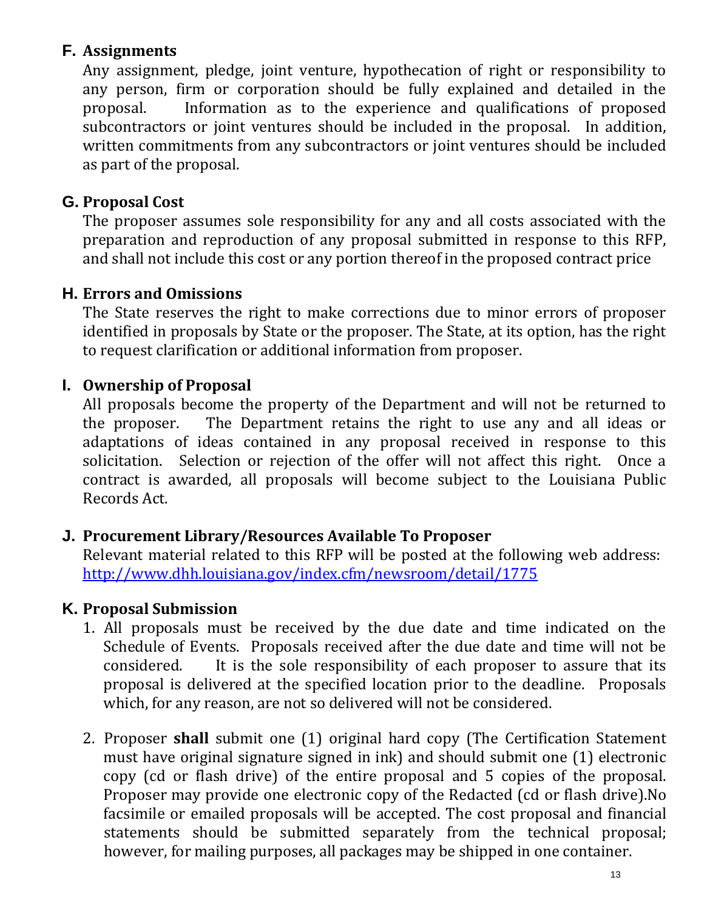## F. Assignments

Any assignment, pledge, joint venture, hypothecation of right or responsibility to any person, firm or corporation should be fully explained and detailed in the proposal. Information as to the experience and qualifications of proposed subcontractors or joint ventures should be included in the proposal. In addition, written commitments from any subcontractors or joint ventures should be included as part of the proposal.

## G. Proposal Cost

The proposer assumes sole responsibility for any and all costs associated with the preparation and reproduction of any proposal submitted in response to this RFP, and shall not include this cost or any portion thereof in the proposed contract price

## H. Errors and Omissions

The State reserves the right to make corrections due to minor errors of proposer identified in proposals by State or the proposer. The State, at its option, has the right to request clarification or additional information from proposer.

## I. Ownership of Proposal

All proposals become the property of the Department and will not be returned to the proposer. The Department retains the right to use any and all ideas or adaptations of ideas contained in any proposal received in response to this solicitation. Selection or rejection of the offer will not affect this right. Once a contract is awarded, all proposals will become subject to the Louisiana Public Records Act.

## J. Procurement Library/Resources Available To Proposer

Relevant material related to this RFP will be posted at the following web address: [http://www.dhh.louisiana.gov/index.cfm/newsroom/detail/1775](http://www.dhh.louisiana.gov/index.cfm/newsroom/detail/1775)

## K. Proposal Submission

1. All proposals must be received by the due date and time indicated on the Schedule of Events. Proposals received after the due date and time will not be considered. It is the sole responsibility of each proposer to assure that its proposal is delivered at the specified location prior to the deadline. Proposals which, for any reason, are not so delivered will not be considered.

2. Proposer **shall** submit one (1) original hard copy (The Certification Statement must have original signature signed in ink) and should submit one (1) electronic copy (cd or flash drive) of the entire proposal and 5 copies of the proposal. Proposer may provide one electronic copy of the Redacted (cd or flash drive).No facsimile or emailed proposals will be accepted. The cost proposal and financial statements should be submitted separately from the technical proposal; however, for mailing purposes, all packages may be shipped in one container.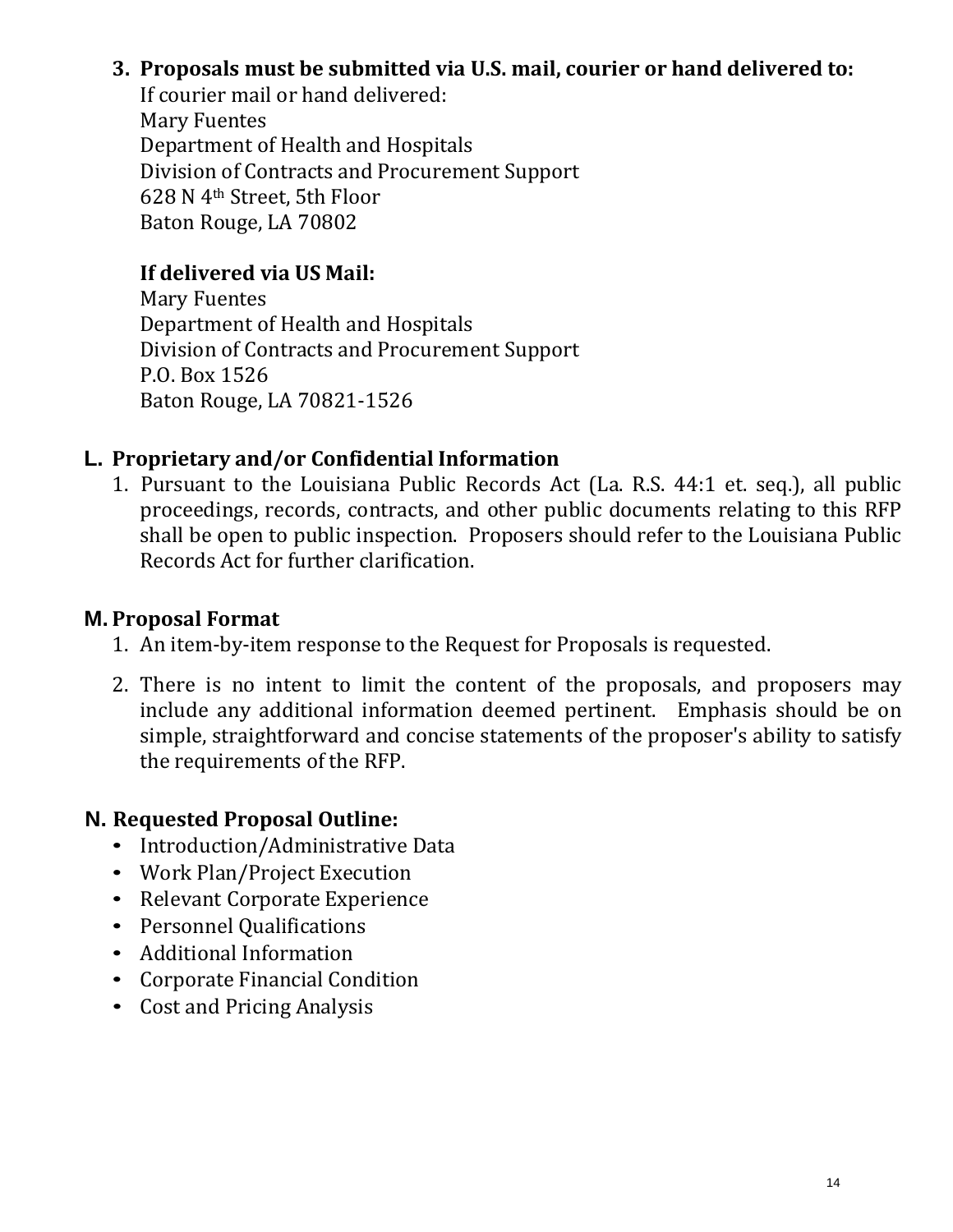3. **Proposals must be submitted via U.S. mail, courier or hand delivered to:**

   If courier mail or hand delivered:
   Mary Fuentes
   Department of Health and Hospitals
   Division of Contracts and Procurement Support
   628 N 4th Street, 5th Floor
   Baton Rouge, LA 70802

   **If delivered via US Mail:**
   Mary Fuentes
   Department of Health and Hospitals
   Division of Contracts and Procurement Support
   P.O. Box 1526
   Baton Rouge, LA 70821-1526

### L. Proprietary and/or Confidential Information

1. Pursuant to the Louisiana Public Records Act (La. R.S. 44:1 et. seq.), all public proceedings, records, contracts, and other public documents relating to this RFP shall be open to public inspection. Proposers should refer to the Louisiana Public Records Act for further clarification.

### M. Proposal Format

1. An item-by-item response to the Request for Proposals is requested.
2. There is no intent to limit the content of the proposals, and proposers may include any additional information deemed pertinent. Emphasis should be on simple, straightforward and concise statements of the proposer's ability to satisfy the requirements of the RFP.

### N. Requested Proposal Outline:

- Introduction/Administrative Data
- Work Plan/Project Execution
- Relevant Corporate Experience
- Personnel Qualifications
- Additional Information
- Corporate Financial Condition
- Cost and Pricing Analysis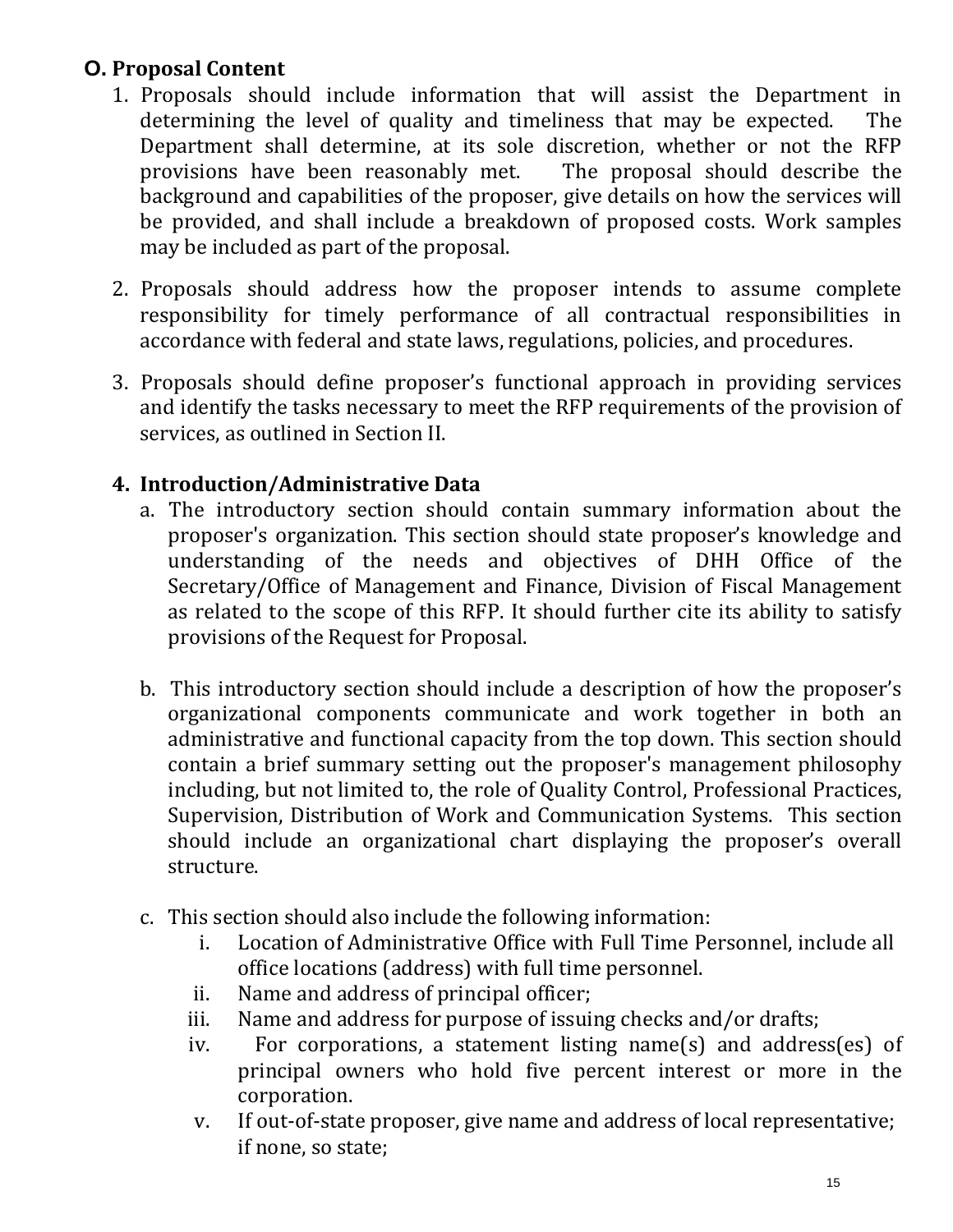## O. Proposal Content

1. Proposals should include information that will assist the Department in determining the level of quality and timeliness that may be expected. The Department shall determine, at its sole discretion, whether or not the RFP provisions have been reasonably met. The proposal should describe the background and capabilities of the proposer, give details on how the services will be provided, and shall include a breakdown of proposed costs. Work samples may be included as part of the proposal.

2. Proposals should address how the proposer intends to assume complete responsibility for timely performance of all contractual responsibilities in accordance with federal and state laws, regulations, policies, and procedures.

3. Proposals should define proposer's functional approach in providing services and identify the tasks necessary to meet the RFP requirements of the provision of services, as outlined in Section II.

4. **Introduction/Administrative Data**

   a. The introductory section should contain summary information about the proposer's organization. This section should state proposer's knowledge and understanding of the needs and objectives of DHH Office of the Secretary/Office of Management and Finance, Division of Fiscal Management as related to the scope of this RFP. It should further cite its ability to satisfy provisions of the Request for Proposal.

   b. This introductory section should include a description of how the proposer's organizational components communicate and work together in both an administrative and functional capacity from the top down. This section should contain a brief summary setting out the proposer's management philosophy including, but not limited to, the role of Quality Control, Professional Practices, Supervision, Distribution of Work and Communication Systems. This section should include an organizational chart displaying the proposer's overall structure.

   c. This section should also include the following information:

      i. Location of Administrative Office with Full Time Personnel, include all office locations (address) with full time personnel.
      ii. Name and address of principal officer;
      iii. Name and address for purpose of issuing checks and/or drafts;
      iv. For corporations, a statement listing name(s) and address(es) of principal owners who hold five percent interest or more in the corporation.
      v. If out-of-state proposer, give name and address of local representative; if none, so state;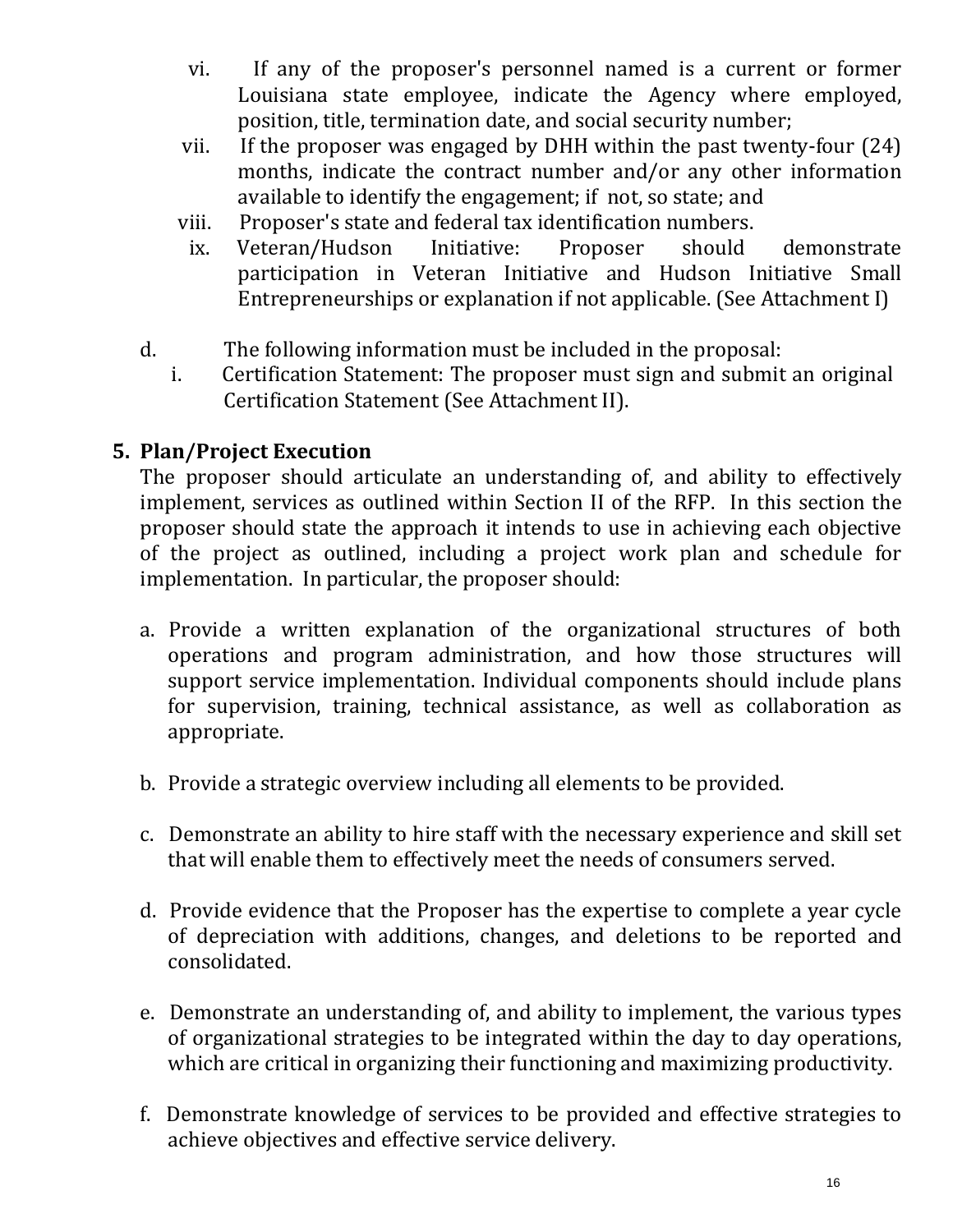vi. If any of the proposer's personnel named is a current or former Louisiana state employee, indicate the Agency where employed, position, title, termination date, and social security number;

vii. If the proposer was engaged by DHH within the past twenty-four (24) months, indicate the contract number and/or any other information available to identify the engagement; if not, so state; and

viii. Proposer's state and federal tax identification numbers.

ix. Veteran/Hudson Initiative: Proposer should demonstrate participation in Veteran Initiative and Hudson Initiative Small Entrepreneurships or explanation if not applicable. (See Attachment I)

d. The following information must be included in the proposal:

i. Certification Statement: The proposer must sign and submit an original Certification Statement (See Attachment II).

## 5. Plan/Project Execution

The proposer should articulate an understanding of, and ability to effectively implement, services as outlined within Section II of the RFP. In this section the proposer should state the approach it intends to use in achieving each objective of the project as outlined, including a project work plan and schedule for implementation. In particular, the proposer should:

a. Provide a written explanation of the organizational structures of both operations and program administration, and how those structures will support service implementation. Individual components should include plans for supervision, training, technical assistance, as well as collaboration as appropriate.

b. Provide a strategic overview including all elements to be provided.

c. Demonstrate an ability to hire staff with the necessary experience and skill set that will enable them to effectively meet the needs of consumers served.

d. Provide evidence that the Proposer has the expertise to complete a year cycle of depreciation with additions, changes, and deletions to be reported and consolidated.

e. Demonstrate an understanding of, and ability to implement, the various types of organizational strategies to be integrated within the day to day operations, which are critical in organizing their functioning and maximizing productivity.

f. Demonstrate knowledge of services to be provided and effective strategies to achieve objectives and effective service delivery.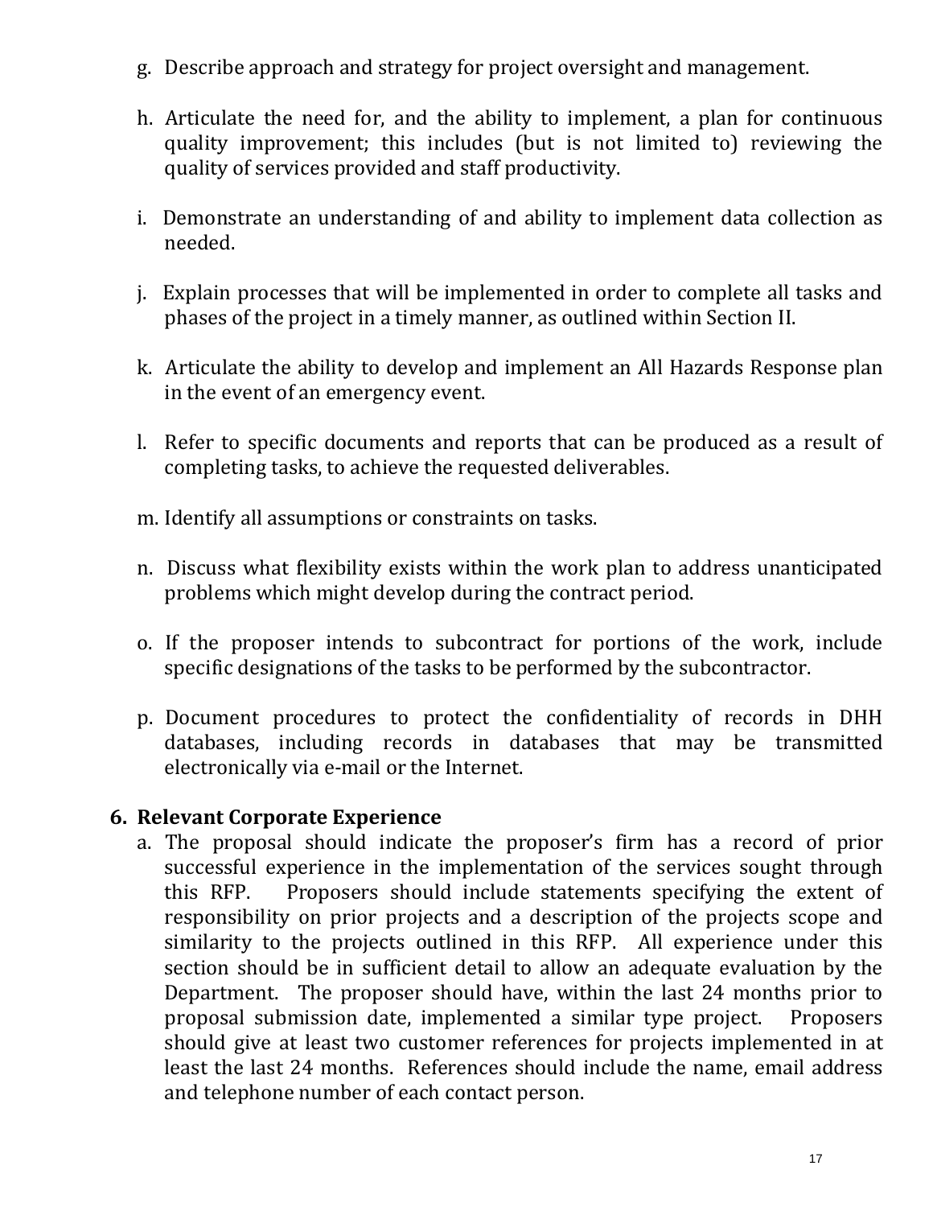g. Describe approach and strategy for project oversight and management.

h. Articulate the need for, and the ability to implement, a plan for continuous quality improvement; this includes (but is not limited to) reviewing the quality of services provided and staff productivity.

i. Demonstrate an understanding of and ability to implement data collection as needed.

j. Explain processes that will be implemented in order to complete all tasks and phases of the project in a timely manner, as outlined within Section II.

k. Articulate the ability to develop and implement an All Hazards Response plan in the event of an emergency event.

l. Refer to specific documents and reports that can be produced as a result of completing tasks, to achieve the requested deliverables.

m. Identify all assumptions or constraints on tasks.

n. Discuss what flexibility exists within the work plan to address unanticipated problems which might develop during the contract period.

o. If the proposer intends to subcontract for portions of the work, include specific designations of the tasks to be performed by the subcontractor.

p. Document procedures to protect the confidentiality of records in DHH databases, including records in databases that may be transmitted electronically via e-mail or the Internet.

**6. Relevant Corporate Experience**

a. The proposal should indicate the proposer's firm has a record of prior successful experience in the implementation of the services sought through this RFP. Proposers should include statements specifying the extent of responsibility on prior projects and a description of the projects scope and similarity to the projects outlined in this RFP. All experience under this section should be in sufficient detail to allow an adequate evaluation by the Department. The proposer should have, within the last 24 months prior to proposal submission date, implemented a similar type project. Proposers should give at least two customer references for projects implemented in at least the last 24 months. References should include the name, email address and telephone number of each contact person.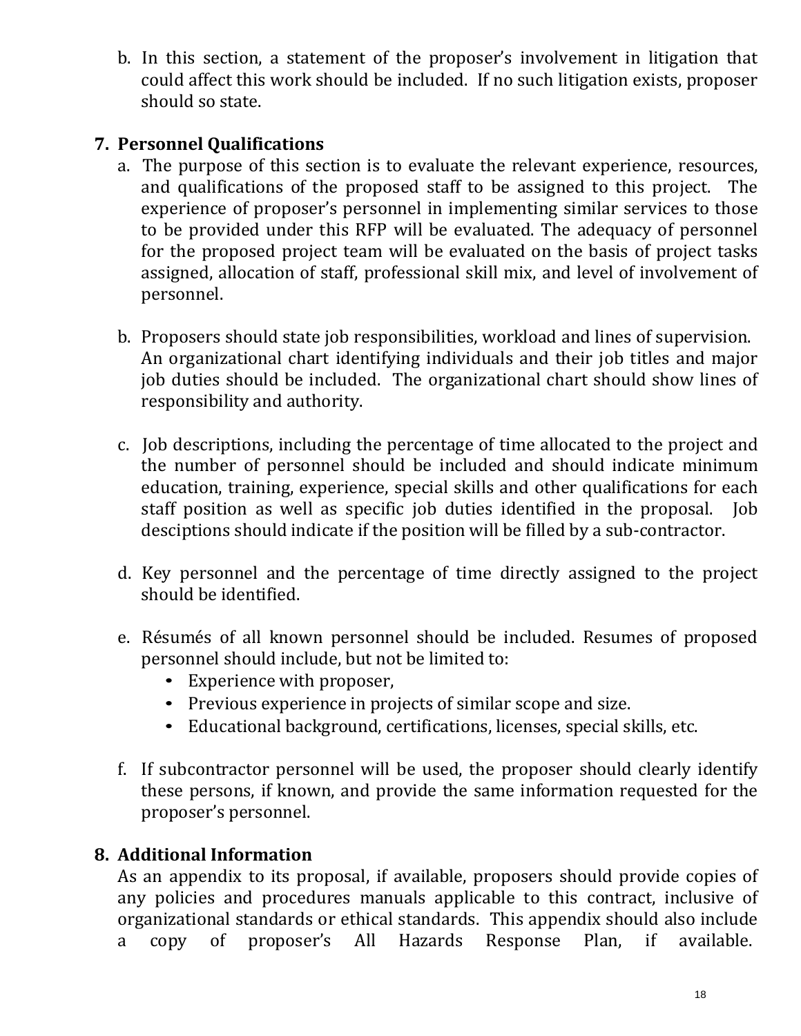b. In this section, a statement of the proposer's involvement in litigation that could affect this work should be included. If no such litigation exists, proposer should so state.

**7. Personnel Qualifications**

a. The purpose of this section is to evaluate the relevant experience, resources, and qualifications of the proposed staff to be assigned to this project. The experience of proposer's personnel in implementing similar services to those to be provided under this RFP will be evaluated. The adequacy of personnel for the proposed project team will be evaluated on the basis of project tasks assigned, allocation of staff, professional skill mix, and level of involvement of personnel.

b. Proposers should state job responsibilities, workload and lines of supervision. An organizational chart identifying individuals and their job titles and major job duties should be included. The organizational chart should show lines of responsibility and authority.

c. Job descriptions, including the percentage of time allocated to the project and the number of personnel should be included and should indicate minimum education, training, experience, special skills and other qualifications for each staff position as well as specific job duties identified in the proposal. Job desciptions should indicate if the position will be filled by a sub-contractor.

d. Key personnel and the percentage of time directly assigned to the project should be identified.

e. Résumés of all known personnel should be included. Resumes of proposed personnel should include, but not be limited to:
   - Experience with proposer,
   - Previous experience in projects of similar scope and size.
   - Educational background, certifications, licenses, special skills, etc.

f. If subcontractor personnel will be used, the proposer should clearly identify these persons, if known, and provide the same information requested for the proposer's personnel.

**8. Additional Information**

As an appendix to its proposal, if available, proposers should provide copies of any policies and procedures manuals applicable to this contract, inclusive of organizational standards or ethical standards. This appendix should also include a copy of proposer's All Hazards Response Plan, if available.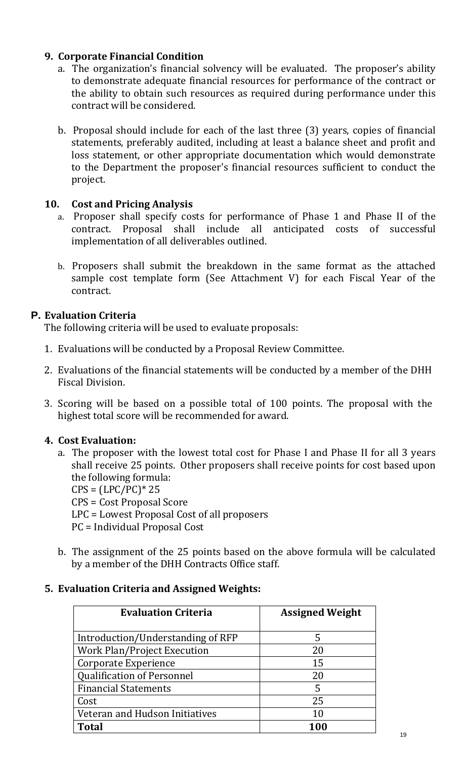**9. Corporate Financial Condition**

a. The organization's financial solvency will be evaluated. The proposer's ability to demonstrate adequate financial resources for performance of the contract or the ability to obtain such resources as required during performance under this contract will be considered.

b. Proposal should include for each of the last three (3) years, copies of financial statements, preferably audited, including at least a balance sheet and profit and loss statement, or other appropriate documentation which would demonstrate to the Department the proposer's financial resources sufficient to conduct the project.

**10. Cost and Pricing Analysis**

a. Proposer shall specify costs for performance of Phase 1 and Phase II of the contract. Proposal shall include all anticipated costs of successful implementation of all deliverables outlined.

b. Proposers shall submit the breakdown in the same format as the attached sample cost template form (See Attachment V) for each Fiscal Year of the contract.

## P. Evaluation Criteria

The following criteria will be used to evaluate proposals:

1. Evaluations will be conducted by a Proposal Review Committee.
2. Evaluations of the financial statements will be conducted by a member of the DHH Fiscal Division.
3. Scoring will be based on a possible total of 100 points. The proposal with the highest total score will be recommended for award.

**4. Cost Evaluation:**

a. The proposer with the lowest total cost for Phase I and Phase II for all 3 years shall receive 25 points. Other proposers shall receive points for cost based upon the following formula:

$CPS = (LPC/PC)* 25$

CPS = Cost Proposal Score

LPC = Lowest Proposal Cost of all proposers

PC = Individual Proposal Cost

b. The assignment of the 25 points based on the above formula will be calculated by a member of the DHH Contracts Office staff.

**5. Evaluation Criteria and Assigned Weights:**

| Evaluation Criteria | Assigned Weight |
|---|---|
| Introduction/Understanding of RFP | 5 |
| Work Plan/Project Execution | 20 |
| Corporate Experience | 15 |
| Qualification of Personnel | 20 |
| Financial Statements | 5 |
| Cost | 25 |
| Veteran and Hudson Initiatives | 10 |
| **Total** | **100** |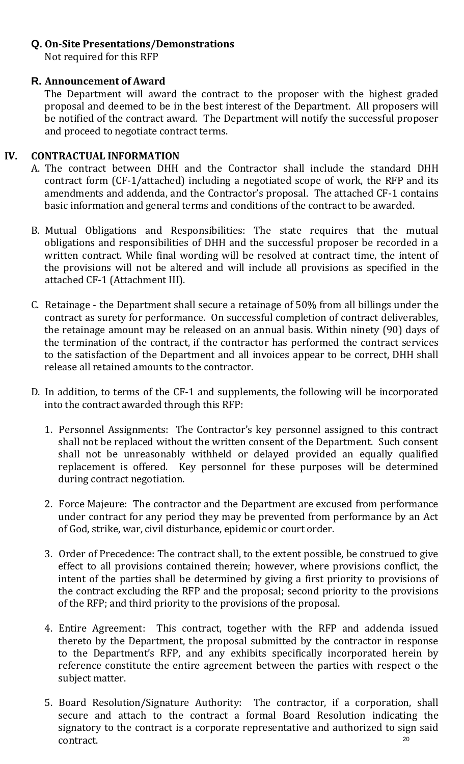### Q. On-Site Presentations/Demonstrations

Not required for this RFP

### R. Announcement of Award

The Department will award the contract to the proposer with the highest graded proposal and deemed to be in the best interest of the Department. All proposers will be notified of the contract award. The Department will notify the successful proposer and proceed to negotiate contract terms.

## IV. CONTRACTUAL INFORMATION

A. The contract between DHH and the Contractor shall include the standard DHH contract form (CF-1/attached) including a negotiated scope of work, the RFP and its amendments and addenda, and the Contractor's proposal. The attached CF-1 contains basic information and general terms and conditions of the contract to be awarded.

B. Mutual Obligations and Responsibilities: The state requires that the mutual obligations and responsibilities of DHH and the successful proposer be recorded in a written contract. While final wording will be resolved at contract time, the intent of the provisions will not be altered and will include all provisions as specified in the attached CF-1 (Attachment III).

C. Retainage - the Department shall secure a retainage of 50% from all billings under the contract as surety for performance. On successful completion of contract deliverables, the retainage amount may be released on an annual basis. Within ninety (90) days of the termination of the contract, if the contractor has performed the contract services to the satisfaction of the Department and all invoices appear to be correct, DHH shall release all retained amounts to the contractor.

D. In addition, to terms of the CF-1 and supplements, the following will be incorporated into the contract awarded through this RFP:

1. Personnel Assignments: The Contractor's key personnel assigned to this contract shall not be replaced without the written consent of the Department. Such consent shall not be unreasonably withheld or delayed provided an equally qualified replacement is offered. Key personnel for these purposes will be determined during contract negotiation.

2. Force Majeure: The contractor and the Department are excused from performance under contract for any period they may be prevented from performance by an Act of God, strike, war, civil disturbance, epidemic or court order.

3. Order of Precedence: The contract shall, to the extent possible, be construed to give effect to all provisions contained therein; however, where provisions conflict, the intent of the parties shall be determined by giving a first priority to provisions of the contract excluding the RFP and the proposal; second priority to the provisions of the RFP; and third priority to the provisions of the proposal.

4. Entire Agreement: This contract, together with the RFP and addenda issued thereto by the Department, the proposal submitted by the contractor in response to the Department's RFP, and any exhibits specifically incorporated herein by reference constitute the entire agreement between the parties with respect o the subject matter.

5. Board Resolution/Signature Authority: The contractor, if a corporation, shall secure and attach to the contract a formal Board Resolution indicating the signatory to the contract is a corporate representative and authorized to sign said contract.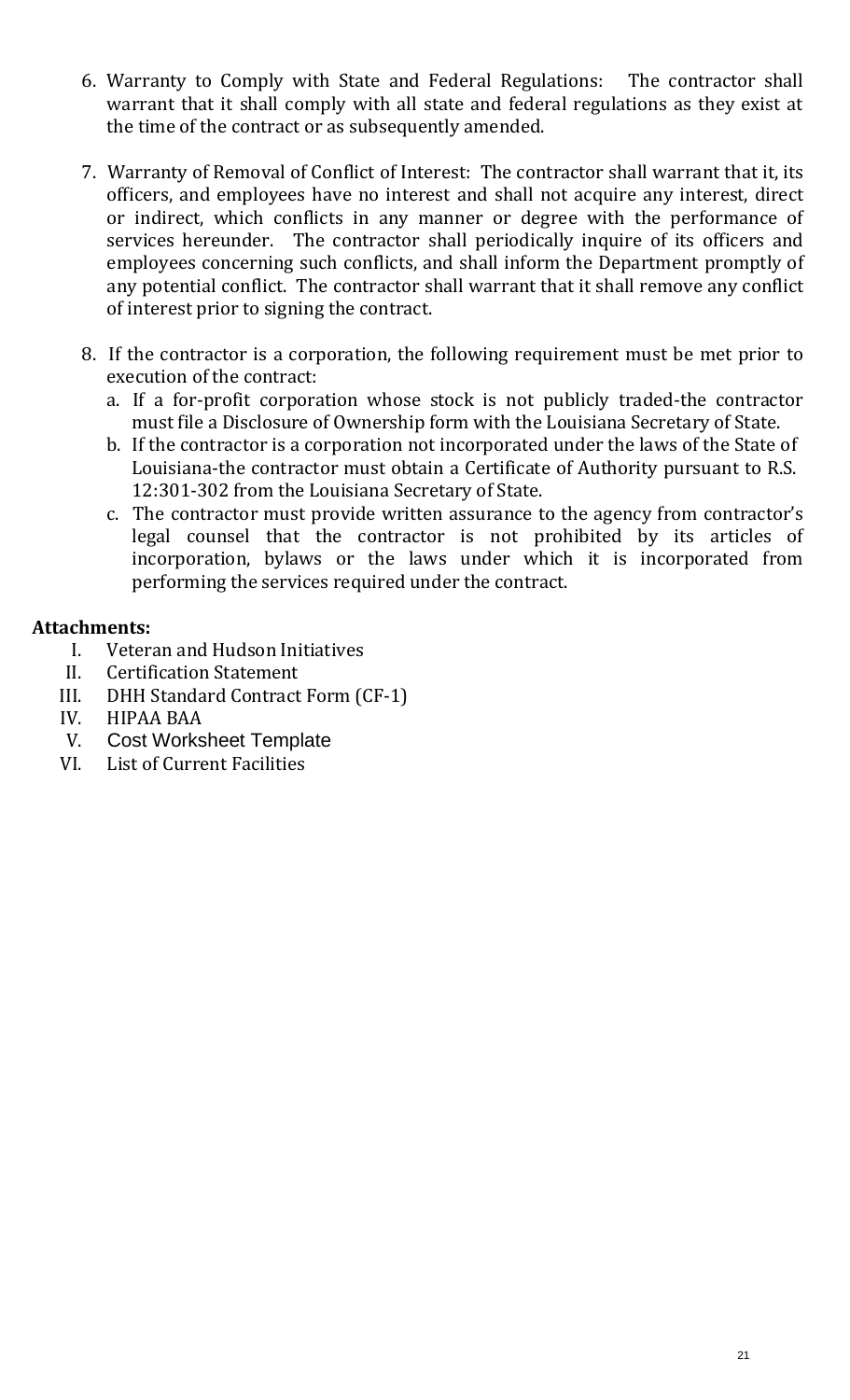6. Warranty to Comply with State and Federal Regulations: The contractor shall warrant that it shall comply with all state and federal regulations as they exist at the time of the contract or as subsequently amended.

7. Warranty of Removal of Conflict of Interest: The contractor shall warrant that it, its officers, and employees have no interest and shall not acquire any interest, direct or indirect, which conflicts in any manner or degree with the performance of services hereunder. The contractor shall periodically inquire of its officers and employees concerning such conflicts, and shall inform the Department promptly of any potential conflict. The contractor shall warrant that it shall remove any conflict of interest prior to signing the contract.

8. If the contractor is a corporation, the following requirement must be met prior to execution of the contract:
   a. If a for-profit corporation whose stock is not publicly traded-the contractor must file a Disclosure of Ownership form with the Louisiana Secretary of State.
   b. If the contractor is a corporation not incorporated under the laws of the State of Louisiana-the contractor must obtain a Certificate of Authority pursuant to R.S. 12:301-302 from the Louisiana Secretary of State.
   c. The contractor must provide written assurance to the agency from contractor's legal counsel that the contractor is not prohibited by its articles of incorporation, bylaws or the laws under which it is incorporated from performing the services required under the contract.

**Attachments:**

I. Veteran and Hudson Initiatives
II. Certification Statement
III. DHH Standard Contract Form (CF-1)
IV. HIPAA BAA
V. Cost Worksheet Template
VI. List of Current Facilities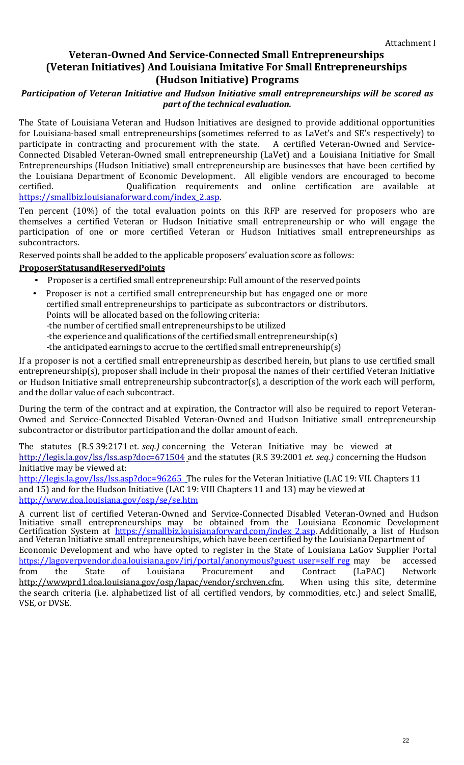Attachment I

# Veteran-Owned And Service-Connected Small Entrepreneurships (Veteran Initiatives) And Louisiana Imitative For Small Entrepreneurships (Hudson Initiative) Programs

***Participation of Veteran Initiative and Hudson Initiative small entrepreneurships will be scored as part of the technical evaluation.***

The State of Louisiana Veteran and Hudson Initiatives are designed to provide additional opportunities for Louisiana-based small entrepreneurships (sometimes referred to as LaVet's and SE's respectively) to participate in contracting and procurement with the state. A certified Veteran-Owned and Service-Connected Disabled Veteran-Owned small entrepreneurship (LaVet) and a Louisiana Initiative for Small Entrepreneurships (Hudson Initiative) small entrepreneurship are businesses that have been certified by the Louisiana Department of Economic Development. All eligible vendors are encouraged to become certified. Qualification requirements and online certification are available at https://smallbiz.louisianaforward.com/index_2.asp.

Ten percent (10%) of the total evaluation points on this RFP are reserved for proposers who are themselves a certified Veteran or Hudson Initiative small entrepreneurship or who will engage the participation of one or more certified Veteran or Hudson Initiatives small entrepreneurships as subcontractors.

Reserved points shall be added to the applicable proposers' evaluation score as follows:

**ProposerStatusandReservedPoints**

- Proposer is a certified small entrepreneurship: Full amount of the reserved points
- Proposer is not a certified small entrepreneurship but has engaged one or more certified small entrepreneurships to participate as subcontractors or distributors. Points will be allocated based on the following criteria:
  -the number of certified small entrepreneurships to be utilized
  -the experience and qualifications of the certified small entrepreneurship(s)
  -the anticipated earnings to accrue to the certified small entrepreneurship(s)

If a proposer is not a certified small entrepreneurship as described herein, but plans to use certified small entrepreneurship(s), proposer shall include in their proposal the names of their certified Veteran Initiative or Hudson Initiative small entrepreneurship subcontractor(s), a description of the work each will perform, and the dollar value of each subcontract.

During the term of the contract and at expiration, the Contractor will also be required to report Veteran-Owned and Service-Connected Disabled Veteran-Owned and Hudson Initiative small entrepreneurship subcontractor or distributor participation and the dollar amount of each.

The statutes (R.S 39:2171 et. *seq.)* concerning the Veteran Initiative may be viewed at http://legis.la.gov/lss/lss.asp?doc=671504 and the statutes (R.S 39:2001 *et. seq.)* concerning the Hudson Initiative may be viewed at:
http://legis.la.gov/lss/lss.asp?doc=96265 The rules for the Veteran Initiative (LAC 19: VII. Chapters 11 and 15) and for the Hudson Initiative (LAC 19: VIII Chapters 11 and 13) may be viewed at http://www.doa.louisiana.gov/osp/se/se.htm

A current list of certified Veteran-Owned and Service-Connected Disabled Veteran-Owned and Hudson Initiative small entrepreneurships may be obtained from the Louisiana Economic Development Certification System at https://smallbiz.louisianaforward.com/index_2.asp. Additionally, a list of Hudson and Veteran Initiative small entrepreneurships, which have been certified by the Louisiana Department of Economic Development and who have opted to register in the State of Louisiana LaGov Supplier Portal https://lagoverpvendor.doa.louisiana.gov/irj/portal/anonymous?guest_user=self_reg may be accessed from the State of Louisiana Procurement and Contract (LaPAC) Network http://wwwprd1.doa.louisiana.gov/osp/lapac/vendor/srchven.cfm. When using this site, determine the search criteria (i.e. alphabetized list of all certified vendors, by commodities, etc.) and select SmallE, VSE, or DVSE.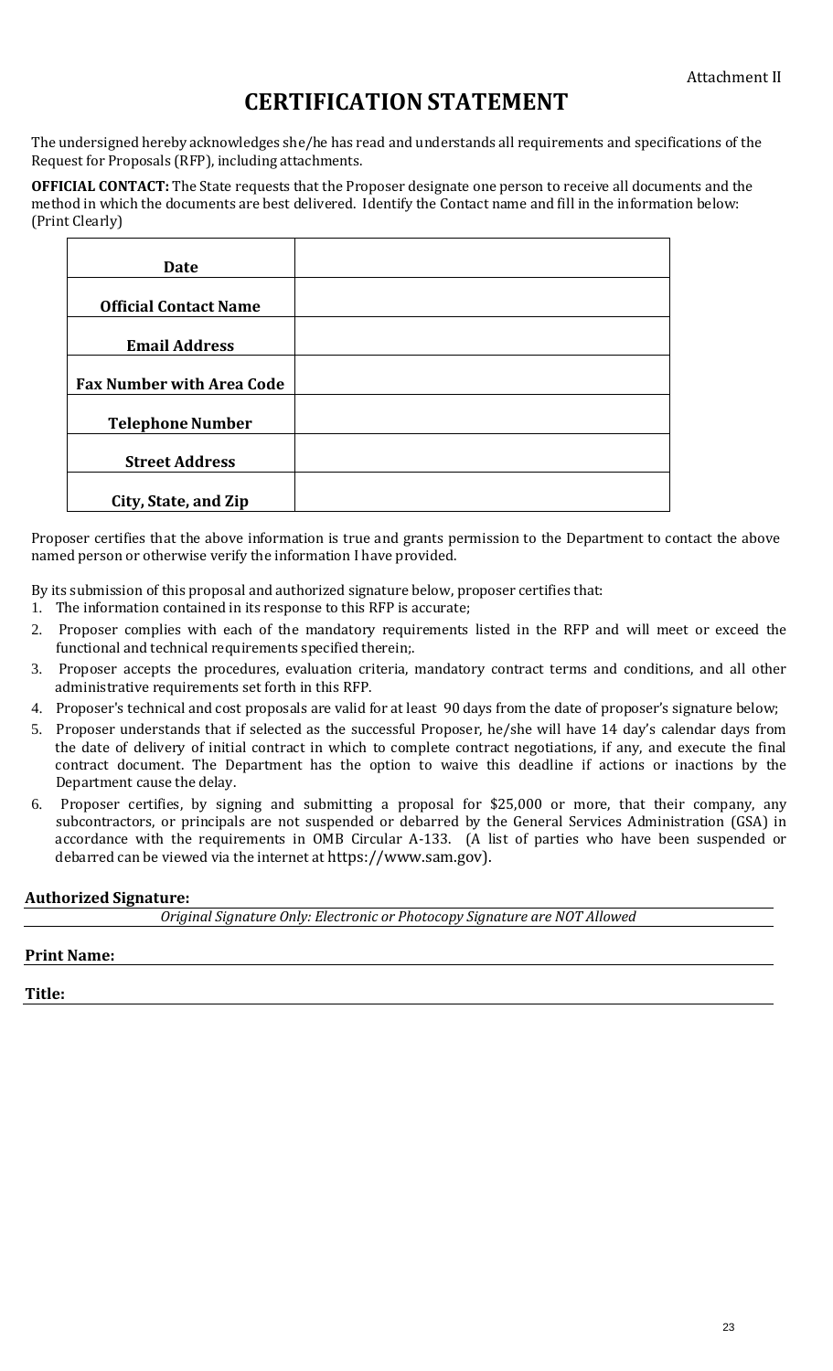Attachment II

# CERTIFICATION STATEMENT

The undersigned hereby acknowledges she/he has read and understands all requirements and specifications of the Request for Proposals (RFP), including attachments.

**OFFICIAL CONTACT:** The State requests that the Proposer designate one person to receive all documents and the method in which the documents are best delivered. Identify the Contact name and fill in the information below: (Print Clearly)

| | |
|---|---|
| **Date** | |
| **Official Contact Name** | |
| **Email Address** | |
| **Fax Number with Area Code** | |
| **Telephone Number** | |
| **Street Address** | |
| **City, State, and Zip** | |

Proposer certifies that the above information is true and grants permission to the Department to contact the above named person or otherwise verify the information I have provided.

By its submission of this proposal and authorized signature below, proposer certifies that:

1. The information contained in its response to this RFP is accurate;
2. Proposer complies with each of the mandatory requirements listed in the RFP and will meet or exceed the functional and technical requirements specified therein;.
3. Proposer accepts the procedures, evaluation criteria, mandatory contract terms and conditions, and all other administrative requirements set forth in this RFP.
4. Proposer's technical and cost proposals are valid for at least 90 days from the date of proposer's signature below;
5. Proposer understands that if selected as the successful Proposer, he/she will have 14 day's calendar days from the date of delivery of initial contract in which to complete contract negotiations, if any, and execute the final contract document. The Department has the option to waive this deadline if actions or inactions by the Department cause the delay.
6. Proposer certifies, by signing and submitting a proposal for $25,000 or more, that their company, any subcontractors, or principals are not suspended or debarred by the General Services Administration (GSA) in accordance with the requirements in OMB Circular A-133. (A list of parties who have been suspended or debarred can be viewed via the internet at https://www.sam.gov).

**Authorized Signature:** ______________________________

*Original Signature Only: Electronic or Photocopy Signature are NOT Allowed*

**Print Name:** ______________________________

**Title:** ______________________________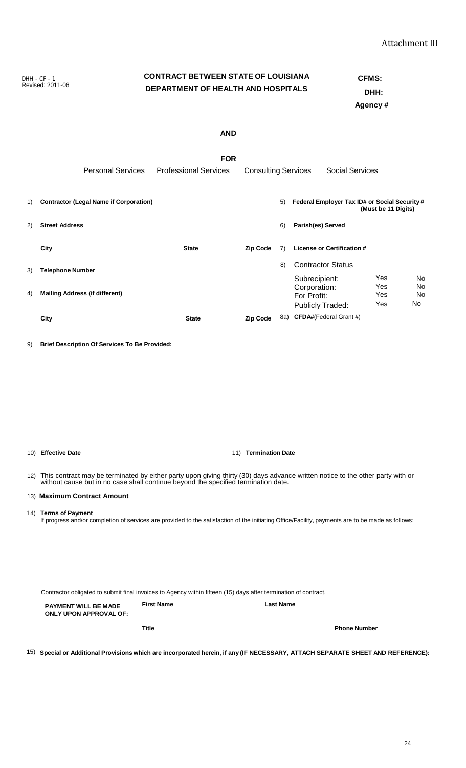Attachment III

DHH - CF - 1
Revised: 2011-06

**CONTRACT BETWEEN STATE OF LOUISIANA**
**DEPARTMENT OF HEALTH AND HOSPITALS**

**CFMS:**
**DHH:**
**Agency #**

**AND**

**FOR**

Personal Services    Professional Services    Consulting Services    Social Services

1) **Contractor (Legal Name if Corporation)**

2) **Street Address**

**City** **State** **Zip Code**

3) **Telephone Number**

4) **Mailing Address (if different)**

**City** **State** **Zip Code**

5) **Federal Employer Tax ID# or Social Security # (Must be 11 Digits)**

6) **Parish(es) Served**

7) **License or Certification #**

8) Contractor Status

| | | |
|---|---|---|
| Subrecipient: | Yes | No |
| Corporation: | Yes | No |
| For Profit: | Yes | No |
| Publicly Traded: | Yes | No |

8a) **CFDA#**(Federal Grant #)

9) **Brief Description Of Services To Be Provided:**

10) **Effective Date**

11) **Termination Date**

12) This contract may be terminated by either party upon giving thirty (30) days advance written notice to the other party with or without cause but in no case shall continue beyond the specified termination date.

13) **Maximum Contract Amount**

14) **Terms of Payment**
If progress and/or completion of services are provided to the satisfaction of the initiating Office/Facility, payments are to be made as follows:

Contractor obligated to submit final invoices to Agency within fifteen (15) days after termination of contract.

**PAYMENT WILL BE MADE ONLY UPON APPROVAL OF:** **First Name** **Last Name**

**Title** **Phone Number**

15) **Special or Additional Provisions which are incorporated herein, if any (IF NECESSARY, ATTACH SEPARATE SHEET AND REFERENCE):**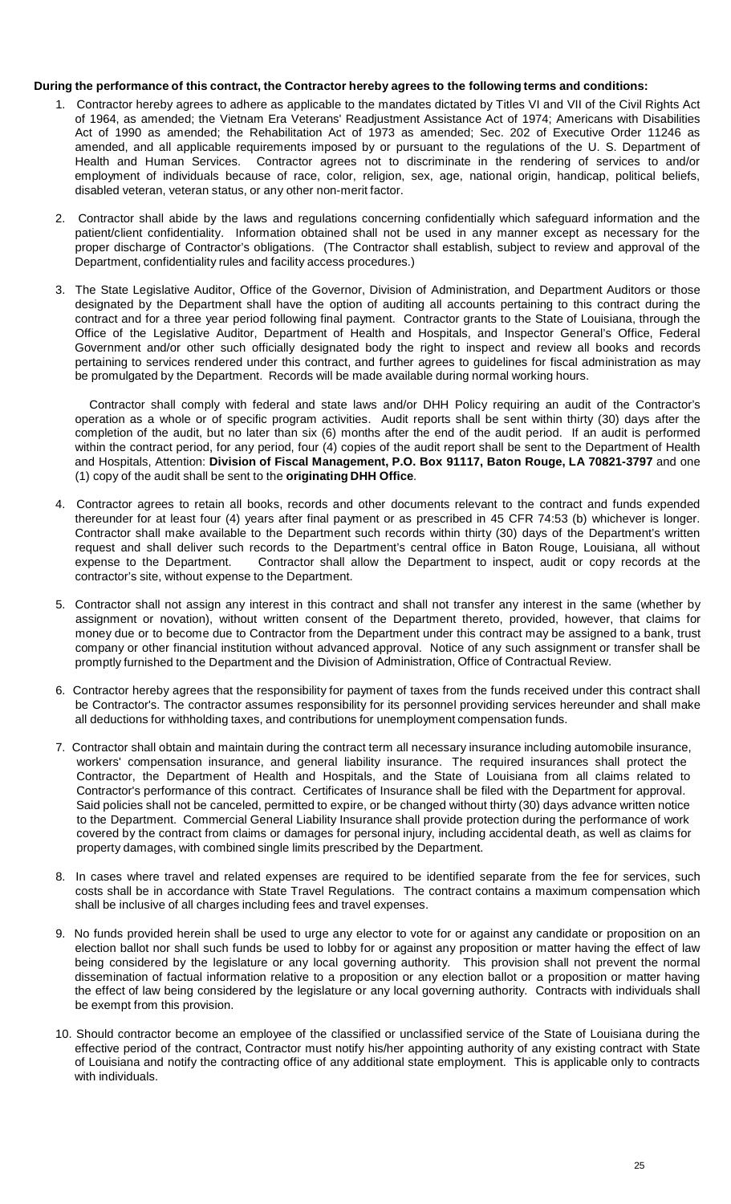**During the performance of this contract, the Contractor hereby agrees to the following terms and conditions:**

1. Contractor hereby agrees to adhere as applicable to the mandates dictated by Titles VI and VII of the Civil Rights Act of 1964, as amended; the Vietnam Era Veterans' Readjustment Assistance Act of 1974; Americans with Disabilities Act of 1990 as amended; the Rehabilitation Act of 1973 as amended; Sec. 202 of Executive Order 11246 as amended, and all applicable requirements imposed by or pursuant to the regulations of the U. S. Department of Health and Human Services. Contractor agrees not to discriminate in the rendering of services to and/or employment of individuals because of race, color, religion, sex, age, national origin, handicap, political beliefs, disabled veteran, veteran status, or any other non-merit factor.

2. Contractor shall abide by the laws and regulations concerning confidentially which safeguard information and the patient/client confidentiality. Information obtained shall not be used in any manner except as necessary for the proper discharge of Contractor's obligations. (The Contractor shall establish, subject to review and approval of the Department, confidentiality rules and facility access procedures.)

3. The State Legislative Auditor, Office of the Governor, Division of Administration, and Department Auditors or those designated by the Department shall have the option of auditing all accounts pertaining to this contract during the contract and for a three year period following final payment. Contractor grants to the State of Louisiana, through the Office of the Legislative Auditor, Department of Health and Hospitals, and Inspector General's Office, Federal Government and/or other such officially designated body the right to inspect and review all books and records pertaining to services rendered under this contract, and further agrees to guidelines for fiscal administration as may be promulgated by the Department. Records will be made available during normal working hours.

   Contractor shall comply with federal and state laws and/or DHH Policy requiring an audit of the Contractor's operation as a whole or of specific program activities. Audit reports shall be sent within thirty (30) days after the completion of the audit, but no later than six (6) months after the end of the audit period. If an audit is performed within the contract period, for any period, four (4) copies of the audit report shall be sent to the Department of Health and Hospitals, Attention: **Division of Fiscal Management, P.O. Box 91117, Baton Rouge, LA 70821-3797** and one (1) copy of the audit shall be sent to the **originating DHH Office**.

4. Contractor agrees to retain all books, records and other documents relevant to the contract and funds expended thereunder for at least four (4) years after final payment or as prescribed in 45 CFR 74:53 (b) whichever is longer. Contractor shall make available to the Department such records within thirty (30) days of the Department's written request and shall deliver such records to the Department's central office in Baton Rouge, Louisiana, all without expense to the Department. Contractor shall allow the Department to inspect, audit or copy records at the contractor's site, without expense to the Department.

5. Contractor shall not assign any interest in this contract and shall not transfer any interest in the same (whether by assignment or novation), without written consent of the Department thereto, provided, however, that claims for money due or to become due to Contractor from the Department under this contract may be assigned to a bank, trust company or other financial institution without advanced approval. Notice of any such assignment or transfer shall be promptly furnished to the Department and the Division of Administration, Office of Contractual Review.

6. Contractor hereby agrees that the responsibility for payment of taxes from the funds received under this contract shall be Contractor's. The contractor assumes responsibility for its personnel providing services hereunder and shall make all deductions for withholding taxes, and contributions for unemployment compensation funds.

7. Contractor shall obtain and maintain during the contract term all necessary insurance including automobile insurance, workers' compensation insurance, and general liability insurance. The required insurances shall protect the Contractor, the Department of Health and Hospitals, and the State of Louisiana from all claims related to Contractor's performance of this contract. Certificates of Insurance shall be filed with the Department for approval. Said policies shall not be canceled, permitted to expire, or be changed without thirty (30) days advance written notice to the Department. Commercial General Liability Insurance shall provide protection during the performance of work covered by the contract from claims or damages for personal injury, including accidental death, as well as claims for property damages, with combined single limits prescribed by the Department.

8. In cases where travel and related expenses are required to be identified separate from the fee for services, such costs shall be in accordance with State Travel Regulations. The contract contains a maximum compensation which shall be inclusive of all charges including fees and travel expenses.

9. No funds provided herein shall be used to urge any elector to vote for or against any candidate or proposition on an election ballot nor shall such funds be used to lobby for or against any proposition or matter having the effect of law being considered by the legislature or any local governing authority. This provision shall not prevent the normal dissemination of factual information relative to a proposition or any election ballot or a proposition or matter having the effect of law being considered by the legislature or any local governing authority. Contracts with individuals shall be exempt from this provision.

10. Should contractor become an employee of the classified or unclassified service of the State of Louisiana during the effective period of the contract, Contractor must notify his/her appointing authority of any existing contract with State of Louisiana and notify the contracting office of any additional state employment. This is applicable only to contracts with individuals.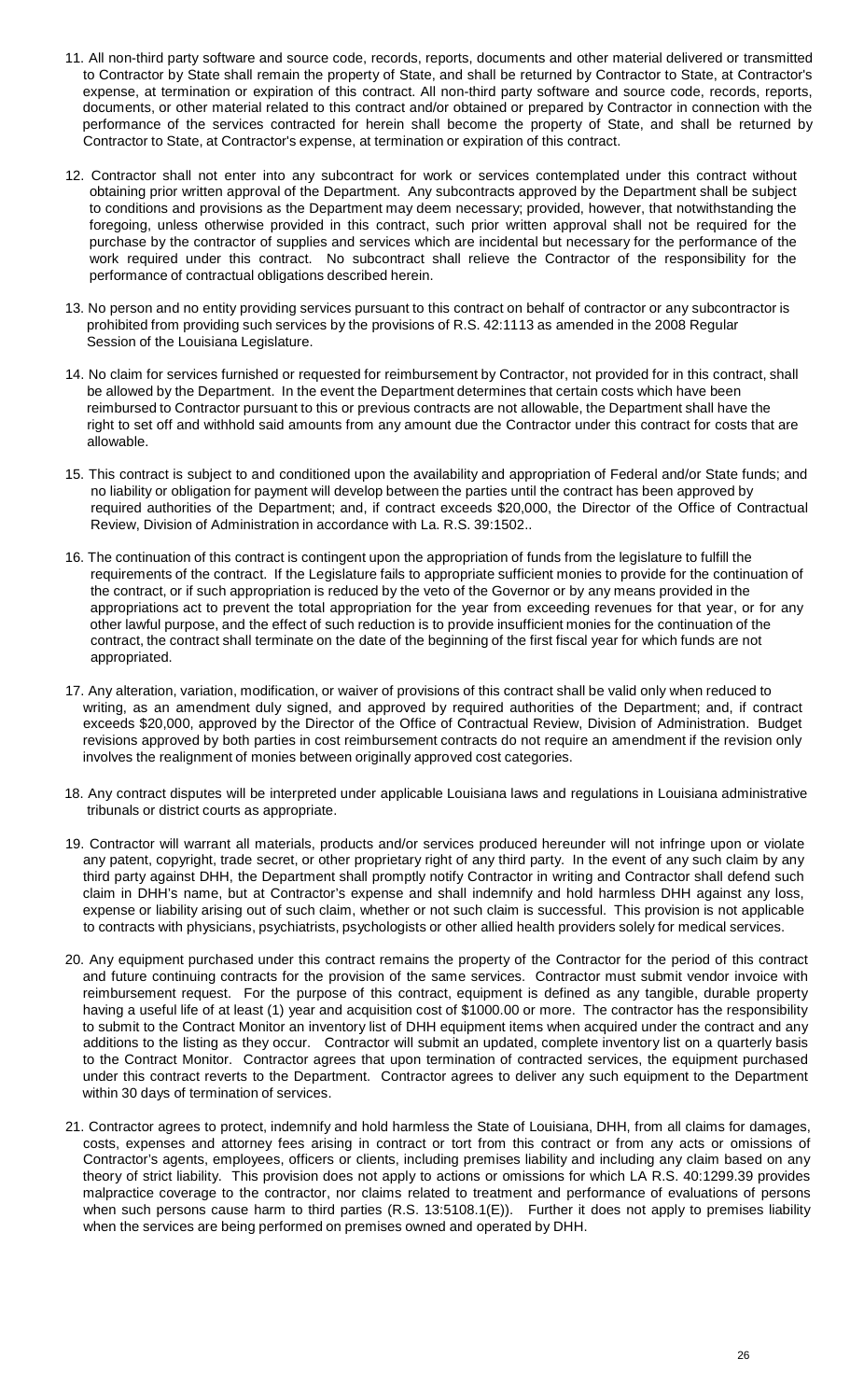11. All non-third party software and source code, records, reports, documents and other material delivered or transmitted to Contractor by State shall remain the property of State, and shall be returned by Contractor to State, at Contractor's expense, at termination or expiration of this contract. All non-third party software and source code, records, reports, documents, or other material related to this contract and/or obtained or prepared by Contractor in connection with the performance of the services contracted for herein shall become the property of State, and shall be returned by Contractor to State, at Contractor's expense, at termination or expiration of this contract.

12. Contractor shall not enter into any subcontract for work or services contemplated under this contract without obtaining prior written approval of the Department. Any subcontracts approved by the Department shall be subject to conditions and provisions as the Department may deem necessary; provided, however, that notwithstanding the foregoing, unless otherwise provided in this contract, such prior written approval shall not be required for the purchase by the contractor of supplies and services which are incidental but necessary for the performance of the work required under this contract. No subcontract shall relieve the Contractor of the responsibility for the performance of contractual obligations described herein.

13. No person and no entity providing services pursuant to this contract on behalf of contractor or any subcontractor is prohibited from providing such services by the provisions of R.S. 42:1113 as amended in the 2008 Regular Session of the Louisiana Legislature.

14. No claim for services furnished or requested for reimbursement by Contractor, not provided for in this contract, shall be allowed by the Department. In the event the Department determines that certain costs which have been reimbursed to Contractor pursuant to this or previous contracts are not allowable, the Department shall have the right to set off and withhold said amounts from any amount due the Contractor under this contract for costs that are allowable.

15. This contract is subject to and conditioned upon the availability and appropriation of Federal and/or State funds; and no liability or obligation for payment will develop between the parties until the contract has been approved by required authorities of the Department; and, if contract exceeds $20,000, the Director of the Office of Contractual Review, Division of Administration in accordance with La. R.S. 39:1502..

16. The continuation of this contract is contingent upon the appropriation of funds from the legislature to fulfill the requirements of the contract. If the Legislature fails to appropriate sufficient monies to provide for the continuation of the contract, or if such appropriation is reduced by the veto of the Governor or by any means provided in the appropriations act to prevent the total appropriation for the year from exceeding revenues for that year, or for any other lawful purpose, and the effect of such reduction is to provide insufficient monies for the continuation of the contract, the contract shall terminate on the date of the beginning of the first fiscal year for which funds are not appropriated.

17. Any alteration, variation, modification, or waiver of provisions of this contract shall be valid only when reduced to writing, as an amendment duly signed, and approved by required authorities of the Department; and, if contract exceeds $20,000, approved by the Director of the Office of Contractual Review, Division of Administration. Budget revisions approved by both parties in cost reimbursement contracts do not require an amendment if the revision only involves the realignment of monies between originally approved cost categories.

18. Any contract disputes will be interpreted under applicable Louisiana laws and regulations in Louisiana administrative tribunals or district courts as appropriate.

19. Contractor will warrant all materials, products and/or services produced hereunder will not infringe upon or violate any patent, copyright, trade secret, or other proprietary right of any third party. In the event of any such claim by any third party against DHH, the Department shall promptly notify Contractor in writing and Contractor shall defend such claim in DHH's name, but at Contractor's expense and shall indemnify and hold harmless DHH against any loss, expense or liability arising out of such claim, whether or not such claim is successful. This provision is not applicable to contracts with physicians, psychiatrists, psychologists or other allied health providers solely for medical services.

20. Any equipment purchased under this contract remains the property of the Contractor for the period of this contract and future continuing contracts for the provision of the same services. Contractor must submit vendor invoice with reimbursement request. For the purpose of this contract, equipment is defined as any tangible, durable property having a useful life of at least (1) year and acquisition cost of $1000.00 or more. The contractor has the responsibility to submit to the Contract Monitor an inventory list of DHH equipment items when acquired under the contract and any additions to the listing as they occur. Contractor will submit an updated, complete inventory list on a quarterly basis to the Contract Monitor. Contractor agrees that upon termination of contracted services, the equipment purchased under this contract reverts to the Department. Contractor agrees to deliver any such equipment to the Department within 30 days of termination of services.

21. Contractor agrees to protect, indemnify and hold harmless the State of Louisiana, DHH, from all claims for damages, costs, expenses and attorney fees arising in contract or tort from this contract or from any acts or omissions of Contractor's agents, employees, officers or clients, including premises liability and including any claim based on any theory of strict liability. This provision does not apply to actions or omissions for which LA R.S. 40:1299.39 provides malpractice coverage to the contractor, nor claims related to treatment and performance of evaluations of persons when such persons cause harm to third parties (R.S. 13:5108.1(E)). Further it does not apply to premises liability when the services are being performed on premises owned and operated by DHH.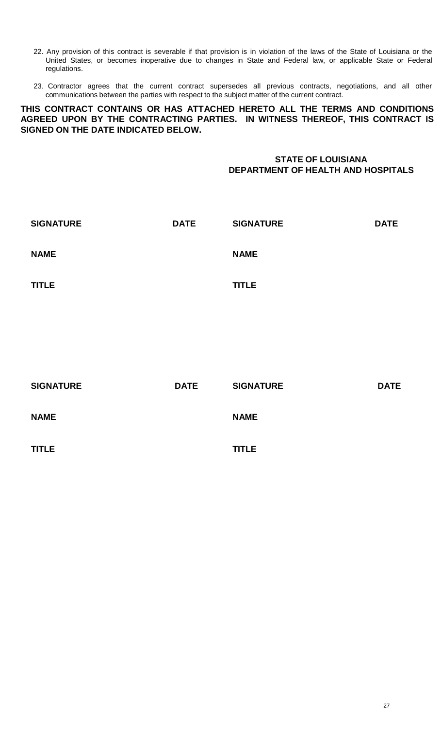22. Any provision of this contract is severable if that provision is in violation of the laws of the State of Louisiana or the United States, or becomes inoperative due to changes in State and Federal law, or applicable State or Federal regulations.

23. Contractor agrees that the current contract supersedes all previous contracts, negotiations, and all other communications between the parties with respect to the subject matter of the current contract.

**THIS CONTRACT CONTAINS OR HAS ATTACHED HERETO ALL THE TERMS AND CONDITIONS AGREED UPON BY THE CONTRACTING PARTIES. IN WITNESS THEREOF, THIS CONTRACT IS SIGNED ON THE DATE INDICATED BELOW.**

**STATE OF LOUISIANA**
**DEPARTMENT OF HEALTH AND HOSPITALS**

| | | | |
|---|---|---|---|
| **SIGNATURE** | **DATE** | **SIGNATURE** | **DATE** |
| **NAME** | | **NAME** | |
| **TITLE** | | **TITLE** | |

| | | | |
|---|---|---|---|
| **SIGNATURE** | **DATE** | **SIGNATURE** | **DATE** |
| **NAME** | | **NAME** | |
| **TITLE** | | **TITLE** | |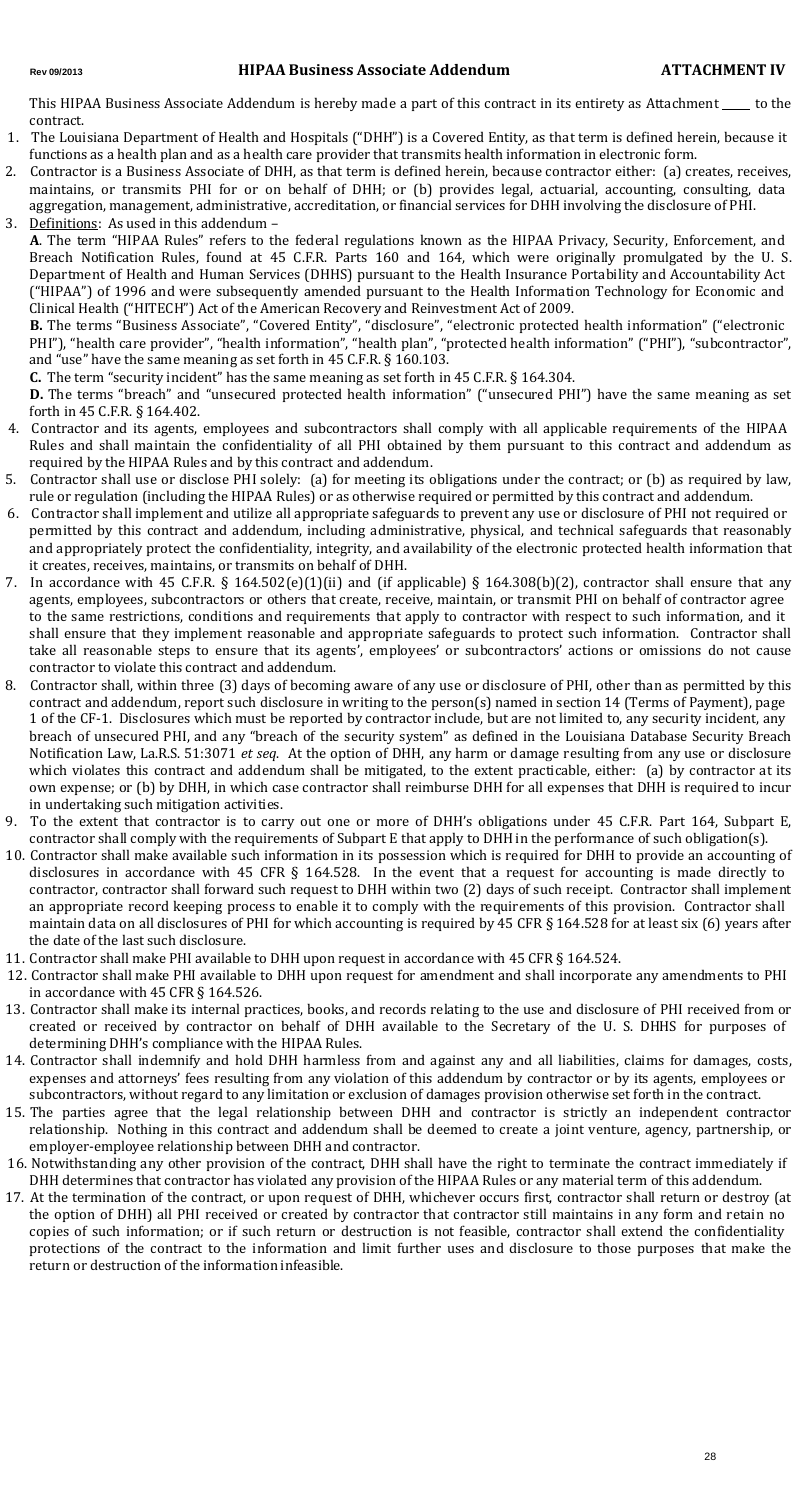## HIPAA Business Associate Addendum

**ATTACHMENT IV**

This HIPAA Business Associate Addendum is hereby made a part of this contract in its entirety as Attachment _____ to the contract.

1. The Louisiana Department of Health and Hospitals ("DHH") is a Covered Entity, as that term is defined herein, because it functions as a health plan and as a health care provider that transmits health information in electronic form.
2. Contractor is a Business Associate of DHH, as that term is defined herein, because contractor either: (a) creates, receives, maintains, or transmits PHI for or on behalf of DHH; or (b) provides legal, actuarial, accounting, consulting, data aggregation, management, administrative, accreditation, or financial services for DHH involving the disclosure of PHI.
3. Definitions: As used in this addendum –

   **A**. The term "HIPAA Rules" refers to the federal regulations known as the HIPAA Privacy, Security, Enforcement, and Breach Notification Rules, found at 45 C.F.R. Parts 160 and 164, which were originally promulgated by the U. S. Department of Health and Human Services (DHHS) pursuant to the Health Insurance Portability and Accountability Act ("HIPAA") of 1996 and were subsequently amended pursuant to the Health Information Technology for Economic and Clinical Health ("HITECH") Act of the American Recovery and Reinvestment Act of 2009.

   **B.** The terms "Business Associate", "Covered Entity", "disclosure", "electronic protected health information" ("electronic PHI"), "health care provider", "health information", "health plan", "protected health information" ("PHI"), "subcontractor", and "use" have the same meaning as set forth in 45 C.F.R. § 160.103.

   **C.** The term "security incident" has the same meaning as set forth in 45 C.F.R. § 164.304.

   **D.** The terms "breach" and "unsecured protected health information" ("unsecured PHI") have the same meaning as set forth in 45 C.F.R. § 164.402.
4. Contractor and its agents, employees and subcontractors shall comply with all applicable requirements of the HIPAA Rules and shall maintain the confidentiality of all PHI obtained by them pursuant to this contract and addendum as required by the HIPAA Rules and by this contract and addendum.
5. Contractor shall use or disclose PHI solely: (a) for meeting its obligations under the contract; or (b) as required by law, rule or regulation (including the HIPAA Rules) or as otherwise required or permitted by this contract and addendum.
6. Contractor shall implement and utilize all appropriate safeguards to prevent any use or disclosure of PHI not required or permitted by this contract and addendum, including administrative, physical, and technical safeguards that reasonably and appropriately protect the confidentiality, integrity, and availability of the electronic protected health information that it creates, receives, maintains, or transmits on behalf of DHH.
7. In accordance with 45 C.F.R. § 164.502(e)(1)(ii) and (if applicable) § 164.308(b)(2), contractor shall ensure that any agents, employees, subcontractors or others that create, receive, maintain, or transmit PHI on behalf of contractor agree to the same restrictions, conditions and requirements that apply to contractor with respect to such information, and it shall ensure that they implement reasonable and appropriate safeguards to protect such information. Contractor shall take all reasonable steps to ensure that its agents', employees' or subcontractors' actions or omissions do not cause contractor to violate this contract and addendum.
8. Contractor shall, within three (3) days of becoming aware of any use or disclosure of PHI, other than as permitted by this contract and addendum, report such disclosure in writing to the person(s) named in section 14 (Terms of Payment), page 1 of the CF-1. Disclosures which must be reported by contractor include, but are not limited to, any security incident, any breach of unsecured PHI, and any "breach of the security system" as defined in the Louisiana Database Security Breach Notification Law, La.R.S. 51:3071 *et seq.* At the option of DHH, any harm or damage resulting from any use or disclosure which violates this contract and addendum shall be mitigated, to the extent practicable, either: (a) by contractor at its own expense; or (b) by DHH, in which case contractor shall reimburse DHH for all expenses that DHH is required to incur in undertaking such mitigation activities.
9. To the extent that contractor is to carry out one or more of DHH's obligations under 45 C.F.R. Part 164, Subpart E, contractor shall comply with the requirements of Subpart E that apply to DHH in the performance of such obligation(s).
10. Contractor shall make available such information in its possession which is required for DHH to provide an accounting of disclosures in accordance with 45 CFR § 164.528. In the event that a request for accounting is made directly to contractor, contractor shall forward such request to DHH within two (2) days of such receipt. Contractor shall implement an appropriate record keeping process to enable it to comply with the requirements of this provision. Contractor shall maintain data on all disclosures of PHI for which accounting is required by 45 CFR § 164.528 for at least six (6) years after the date of the last such disclosure.
11. Contractor shall make PHI available to DHH upon request in accordance with 45 CFR § 164.524.
12. Contractor shall make PHI available to DHH upon request for amendment and shall incorporate any amendments to PHI in accordance with 45 CFR § 164.526.
13. Contractor shall make its internal practices, books, and records relating to the use and disclosure of PHI received from or created or received by contractor on behalf of DHH available to the Secretary of the U. S. DHHS for purposes of determining DHH's compliance with the HIPAA Rules.
14. Contractor shall indemnify and hold DHH harmless from and against any and all liabilities, claims for damages, costs, expenses and attorneys' fees resulting from any violation of this addendum by contractor or by its agents, employees or subcontractors, without regard to any limitation or exclusion of damages provision otherwise set forth in the contract.
15. The parties agree that the legal relationship between DHH and contractor is strictly an independent contractor relationship. Nothing in this contract and addendum shall be deemed to create a joint venture, agency, partnership, or employer-employee relationship between DHH and contractor.
16. Notwithstanding any other provision of the contract, DHH shall have the right to terminate the contract immediately if DHH determines that contractor has violated any provision of the HIPAA Rules or any material term of this addendum.
17. At the termination of the contract, or upon request of DHH, whichever occurs first, contractor shall return or destroy (at the option of DHH) all PHI received or created by contractor that contractor still maintains in any form and retain no copies of such information; or if such return or destruction is not feasible, contractor shall extend the confidentiality protections of the contract to the information and limit further uses and disclosure to those purposes that make the return or destruction of the information infeasible.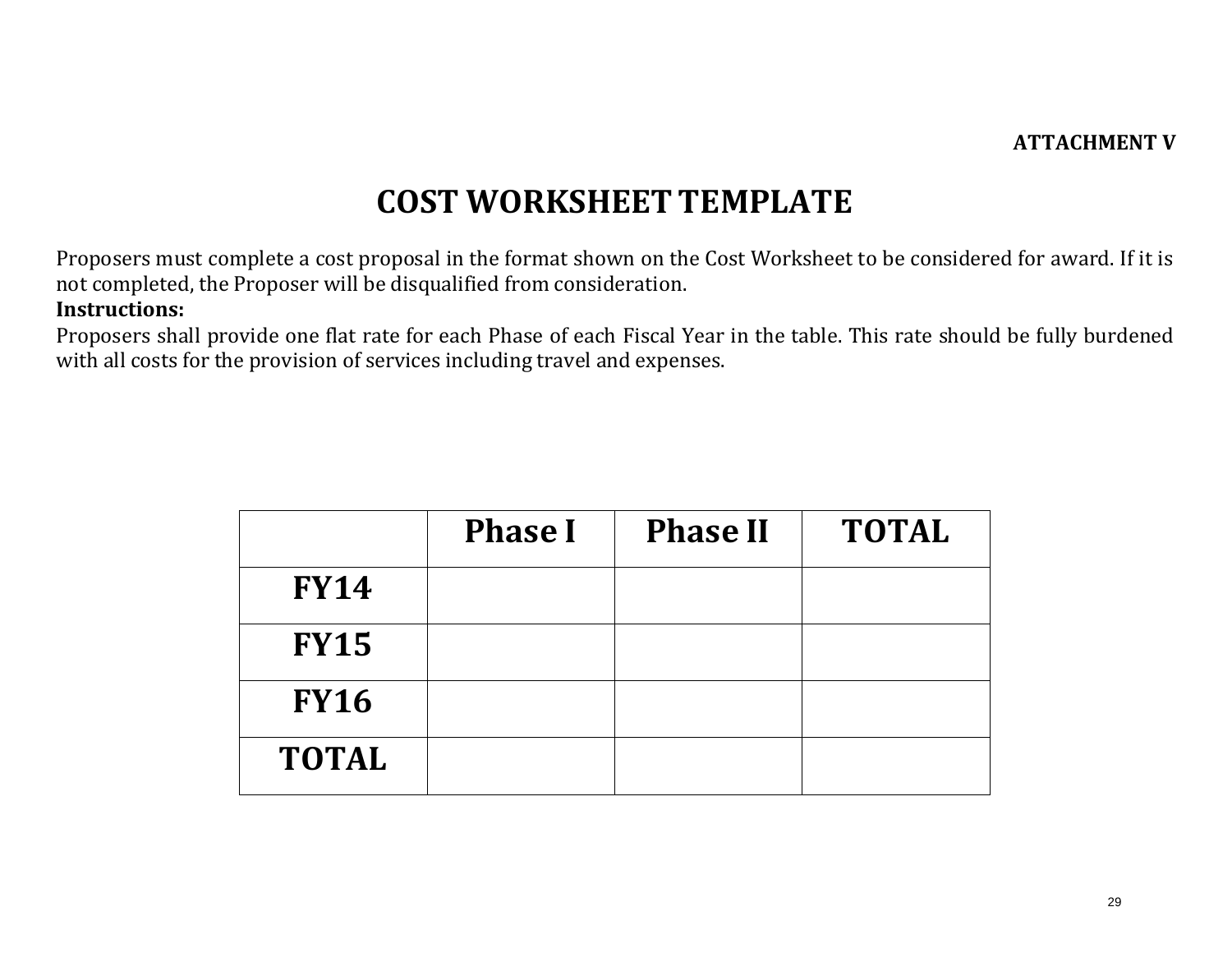**ATTACHMENT V**

# COST WORKSHEET TEMPLATE

Proposers must complete a cost proposal in the format shown on the Cost Worksheet to be considered for award. If it is not completed, the Proposer will be disqualified from consideration.

**Instructions:**

Proposers shall provide one flat rate for each Phase of each Fiscal Year in the table. This rate should be fully burdened with all costs for the provision of services including travel and expenses.

| | Phase I | Phase II | TOTAL |
|---|---|---|---|
| **FY14** | | | |
| **FY15** | | | |
| **FY16** | | | |
| **TOTAL** | | | |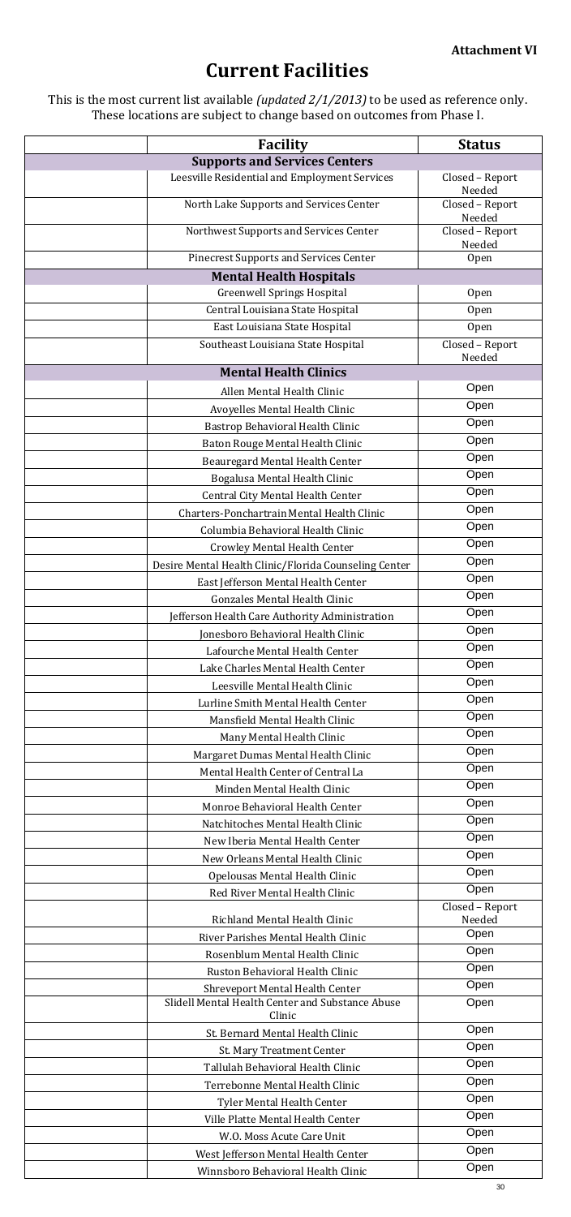**Attachment VI**

# Current Facilities

This is the most current list available *(updated 2/1/2013)* to be used as reference only. These locations are subject to change based on outcomes from Phase I.

| | Facility | Status |
|---|---|---|
| | **Supports and Services Centers** | |
| | Leesville Residential and Employment Services | Closed – Report Needed |
| | North Lake Supports and Services Center | Closed – Report Needed |
| | Northwest Supports and Services Center | Closed – Report Needed |
| | Pinecrest Supports and Services Center | Open |
| | **Mental Health Hospitals** | |
| | Greenwell Springs Hospital | Open |
| | Central Louisiana State Hospital | Open |
| | East Louisiana State Hospital | Open |
| | Southeast Louisiana State Hospital | Closed – Report Needed |
| | **Mental Health Clinics** | |
| | Allen Mental Health Clinic | Open |
| | Avoyelles Mental Health Clinic | Open |
| | Bastrop Behavioral Health Clinic | Open |
| | Baton Rouge Mental Health Clinic | Open |
| | Beauregard Mental Health Center | Open |
| | Bogalusa Mental Health Clinic | Open |
| | Central City Mental Health Center | Open |
| | Charters-Ponchartrain Mental Health Clinic | Open |
| | Columbia Behavioral Health Clinic | Open |
| | Crowley Mental Health Center | Open |
| | Desire Mental Health Clinic/Florida Counseling Center | Open |
| | East Jefferson Mental Health Center | Open |
| | Gonzales Mental Health Clinic | Open |
| | Jefferson Health Care Authority Administration | Open |
| | Jonesboro Behavioral Health Clinic | Open |
| | Lafourche Mental Health Center | Open |
| | Lake Charles Mental Health Center | Open |
| | Leesville Mental Health Clinic | Open |
| | Lurline Smith Mental Health Center | Open |
| | Mansfield Mental Health Clinic | Open |
| | Many Mental Health Clinic | Open |
| | Margaret Dumas Mental Health Clinic | Open |
| | Mental Health Center of Central La | Open |
| | Minden Mental Health Clinic | Open |
| | Monroe Behavioral Health Center | Open |
| | Natchitoches Mental Health Clinic | Open |
| | New Iberia Mental Health Center | Open |
| | New Orleans Mental Health Clinic | Open |
| | Opelousas Mental Health Clinic | Open |
| | Red River Mental Health Clinic | Open |
| | Richland Mental Health Clinic | Closed – Report Needed |
| | River Parishes Mental Health Clinic | Open |
| | Rosenblum Mental Health Clinic | Open |
| | Ruston Behavioral Health Clinic | Open |
| | Shreveport Mental Health Center | Open |
| | Slidell Mental Health Center and Substance Abuse Clinic | Open |
| | St. Bernard Mental Health Clinic | Open |
| | St. Mary Treatment Center | Open |
| | Tallulah Behavioral Health Clinic | Open |
| | Terrebonne Mental Health Clinic | Open |
| | Tyler Mental Health Center | Open |
| | Ville Platte Mental Health Center | Open |
| | W.O. Moss Acute Care Unit | Open |
| | West Jefferson Mental Health Center | Open |
| | Winnsboro Behavioral Health Clinic | Open |